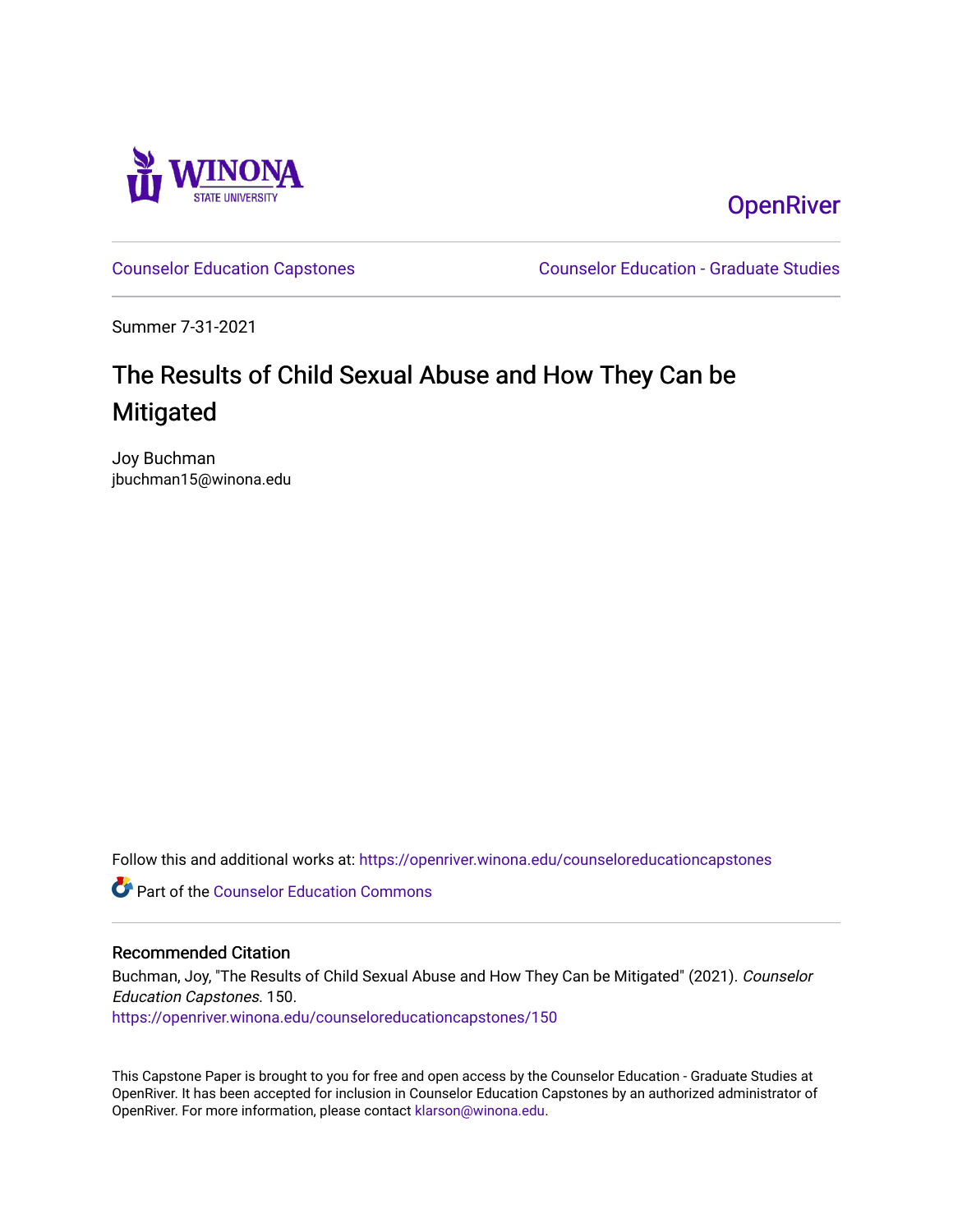Winona State University

OpenRiver

Counselor Education Capstones | Counselor Education - Graduate Studies

Summer 7-31-2021

# The Results of Child Sexual Abuse and How They Can be Mitigated

Joy Buchman
jbuchman15@winona.edu

Follow this and additional works at: https://openriver.winona.edu/counseloreducationcapstones

Part of the Counselor Education Commons

## Recommended Citation

Buchman, Joy, "The Results of Child Sexual Abuse and How They Can be Mitigated" (2021). *Counselor Education Capstones*. 150.
https://openriver.winona.edu/counseloreducationcapstones/150

This Capstone Paper is brought to you for free and open access by the Counselor Education - Graduate Studies at OpenRiver. It has been accepted for inclusion in Counselor Education Capstones by an authorized administrator of OpenRiver. For more information, please contact klarson@winona.edu.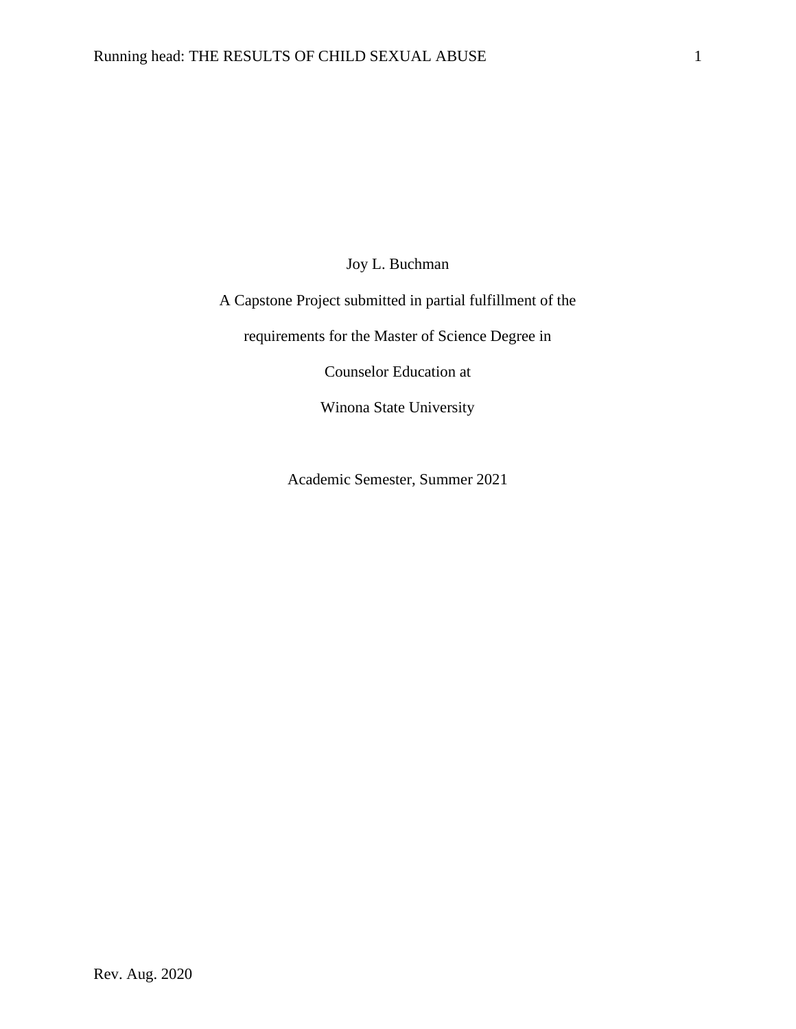Joy L. Buchman

A Capstone Project submitted in partial fulfillment of the

requirements for the Master of Science Degree in

Counselor Education at

Winona State University

Academic Semester, Summer 2021

Rev. Aug. 2020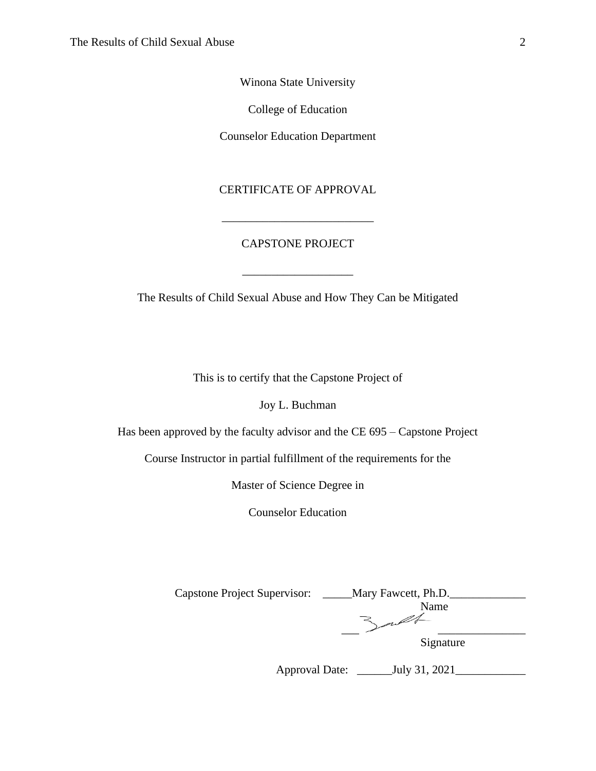Winona State University

College of Education

Counselor Education Department

CERTIFICATE OF APPROVAL

___________________________

CAPSTONE PROJECT

___________________

The Results of Child Sexual Abuse and How They Can be Mitigated

This is to certify that the Capstone Project of

Joy L. Buchman

Has been approved by the faculty advisor and the CE 695 – Capstone Project

Course Instructor in partial fulfillment of the requirements for the

Master of Science Degree in

Counselor Education

Capstone Project Supervisor: _____Mary Fawcett, Ph.D._____________

Name

___ _______________

Signature

Approval Date: ______July 31, 2021____________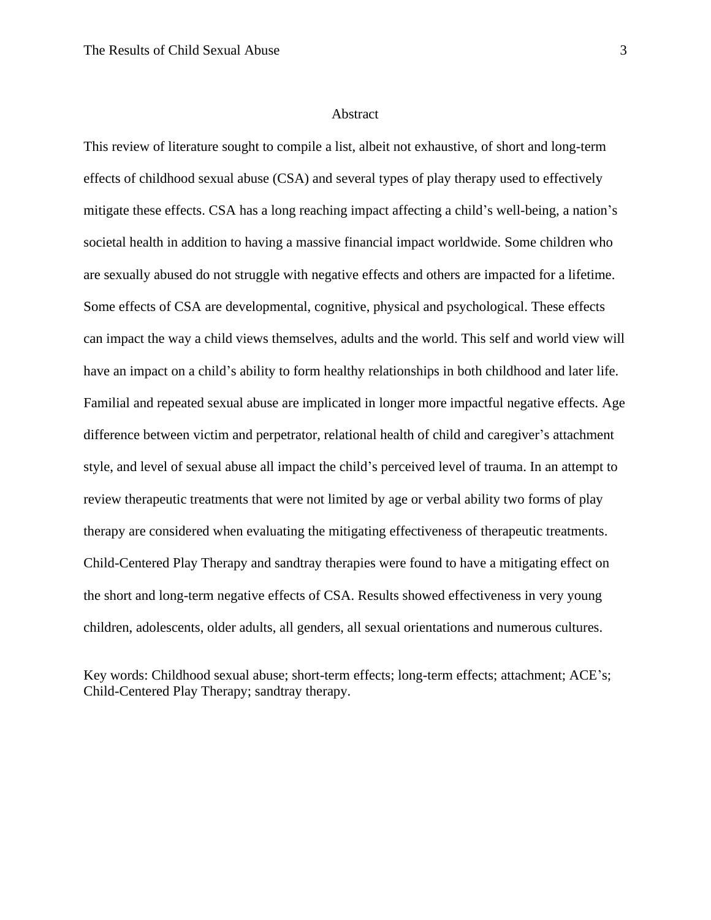# Abstract

This review of literature sought to compile a list, albeit not exhaustive, of short and long-term effects of childhood sexual abuse (CSA) and several types of play therapy used to effectively mitigate these effects. CSA has a long reaching impact affecting a child's well-being, a nation's societal health in addition to having a massive financial impact worldwide. Some children who are sexually abused do not struggle with negative effects and others are impacted for a lifetime. Some effects of CSA are developmental, cognitive, physical and psychological. These effects can impact the way a child views themselves, adults and the world. This self and world view will have an impact on a child's ability to form healthy relationships in both childhood and later life. Familial and repeated sexual abuse are implicated in longer more impactful negative effects. Age difference between victim and perpetrator, relational health of child and caregiver's attachment style, and level of sexual abuse all impact the child's perceived level of trauma. In an attempt to review therapeutic treatments that were not limited by age or verbal ability two forms of play therapy are considered when evaluating the mitigating effectiveness of therapeutic treatments. Child-Centered Play Therapy and sandtray therapies were found to have a mitigating effect on the short and long-term negative effects of CSA. Results showed effectiveness in very young children, adolescents, older adults, all genders, all sexual orientations and numerous cultures.

Key words: Childhood sexual abuse; short-term effects; long-term effects; attachment; ACE's; Child-Centered Play Therapy; sandtray therapy.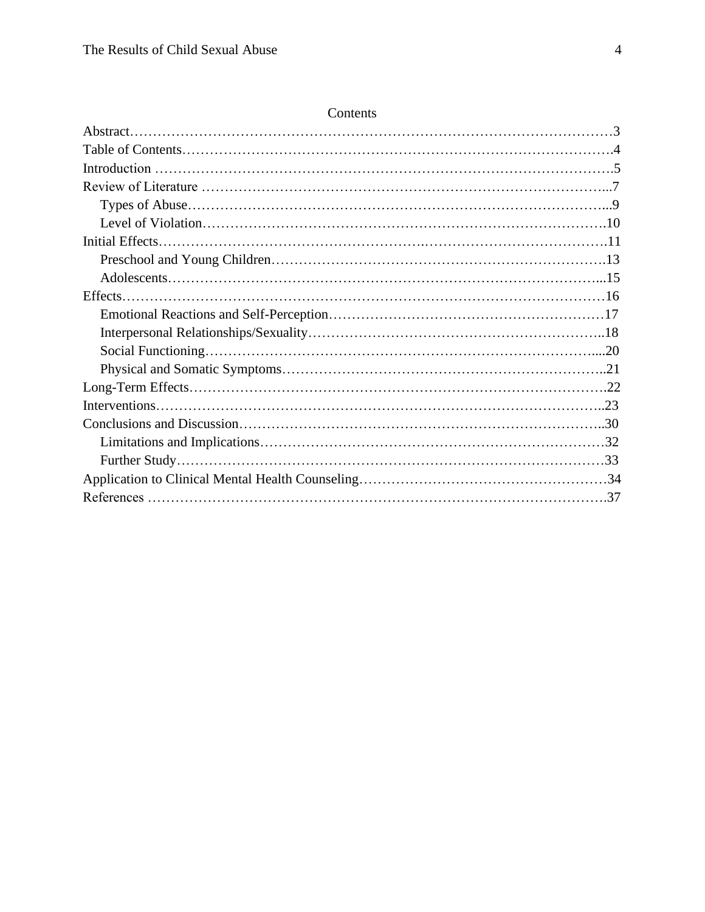# Contents

Abstract…………………………………………………………………………………………3
Table of Contents……………………………………………………………………………….4
Introduction ……………………………………………………………………………………….5
Review of Literature ……………………………………………………………………………...7
  Types of Abuse……………………………………………………………………………...9
  Level of Violation………………………………………………………………………….10
Initial Effects…………………………………………………………………………………….11
  Preschool and Young Children…………………………………………………………….13
  Adolescents……………………………………………………………………………...15
Effects………………………………………………………………………………………16
  Emotional Reactions and Self-Perception…………………………………………………17
  Interpersonal Relationships/Sexuality……………………………………………………..18
  Social Functioning………………………………………………………………………...20
  Physical and Somatic Symptoms…………………………………………………………..21
Long-Term Effects……………………………………………………………………………….22
Interventions……………………………………………………………………………………..23
Conclusions and Discussion……………………………………………………………………..30
  Limitations and Implications………………………………………………………………32
  Further Study………………………………………………………………………………33
Application to Clinical Mental Health Counseling……………………………………………34
References ……………………………………………………………………………………….37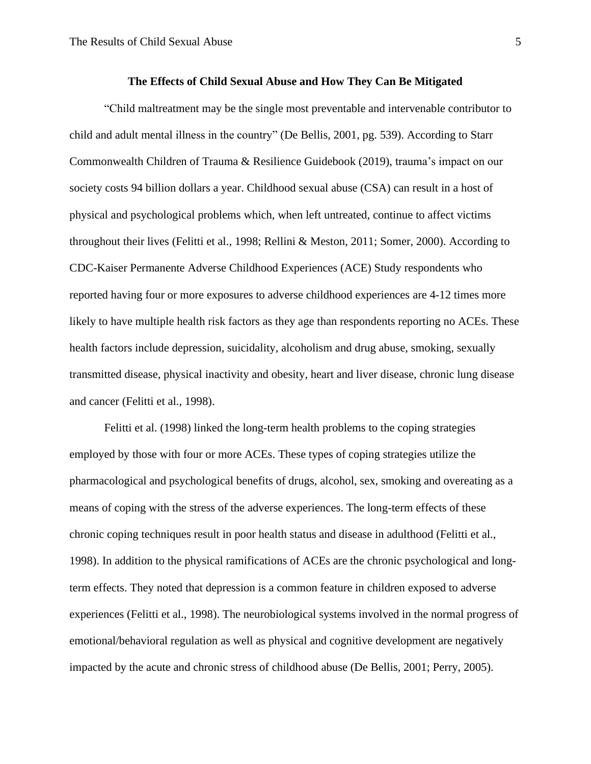## The Effects of Child Sexual Abuse and How They Can Be Mitigated

"Child maltreatment may be the single most preventable and intervenable contributor to child and adult mental illness in the country" (De Bellis, 2001, pg. 539). According to Starr Commonwealth Children of Trauma & Resilience Guidebook (2019), trauma's impact on our society costs 94 billion dollars a year. Childhood sexual abuse (CSA) can result in a host of physical and psychological problems which, when left untreated, continue to affect victims throughout their lives (Felitti et al., 1998; Rellini & Meston, 2011; Somer, 2000). According to CDC-Kaiser Permanente Adverse Childhood Experiences (ACE) Study respondents who reported having four or more exposures to adverse childhood experiences are 4-12 times more likely to have multiple health risk factors as they age than respondents reporting no ACEs. These health factors include depression, suicidality, alcoholism and drug abuse, smoking, sexually transmitted disease, physical inactivity and obesity, heart and liver disease, chronic lung disease and cancer (Felitti et al., 1998).

Felitti et al. (1998) linked the long-term health problems to the coping strategies employed by those with four or more ACEs. These types of coping strategies utilize the pharmacological and psychological benefits of drugs, alcohol, sex, smoking and overeating as a means of coping with the stress of the adverse experiences. The long-term effects of these chronic coping techniques result in poor health status and disease in adulthood (Felitti et al., 1998). In addition to the physical ramifications of ACEs are the chronic psychological and long-term effects. They noted that depression is a common feature in children exposed to adverse experiences (Felitti et al., 1998). The neurobiological systems involved in the normal progress of emotional/behavioral regulation as well as physical and cognitive development are negatively impacted by the acute and chronic stress of childhood abuse (De Bellis, 2001; Perry, 2005).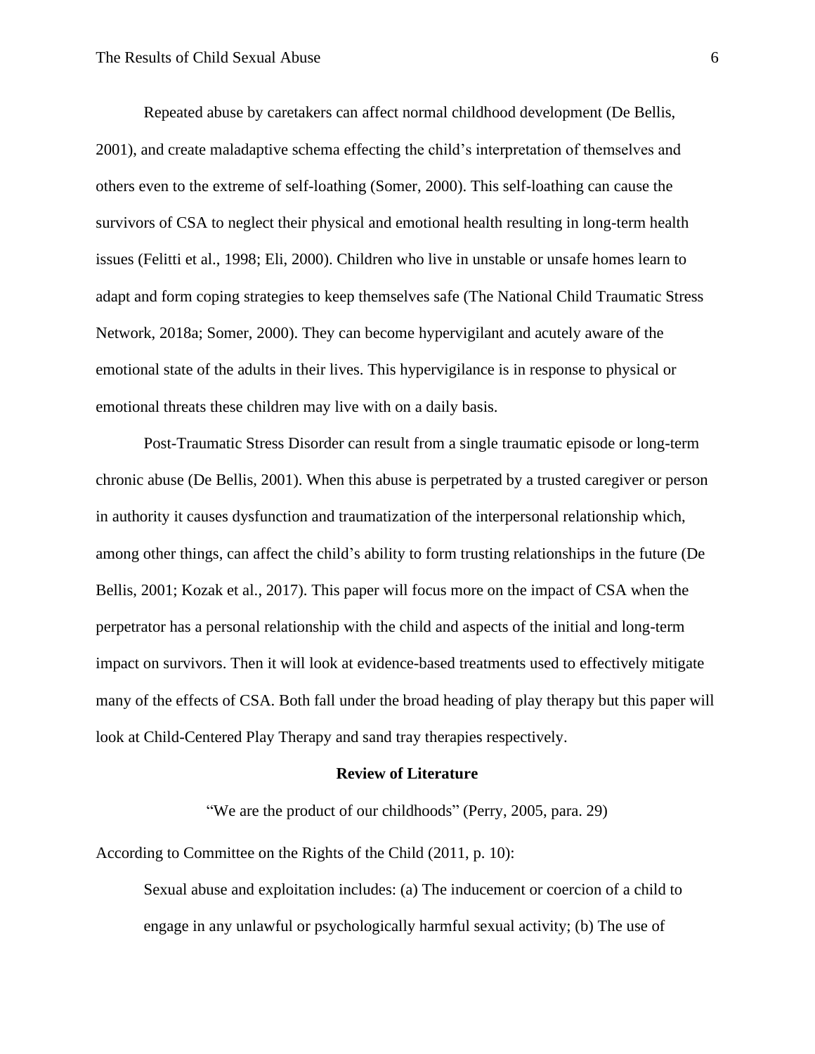Repeated abuse by caretakers can affect normal childhood development (De Bellis, 2001), and create maladaptive schema effecting the child's interpretation of themselves and others even to the extreme of self-loathing (Somer, 2000). This self-loathing can cause the survivors of CSA to neglect their physical and emotional health resulting in long-term health issues (Felitti et al., 1998; Eli, 2000). Children who live in unstable or unsafe homes learn to adapt and form coping strategies to keep themselves safe (The National Child Traumatic Stress Network, 2018a; Somer, 2000). They can become hypervigilant and acutely aware of the emotional state of the adults in their lives. This hypervigilance is in response to physical or emotional threats these children may live with on a daily basis.

Post-Traumatic Stress Disorder can result from a single traumatic episode or long-term chronic abuse (De Bellis, 2001). When this abuse is perpetrated by a trusted caregiver or person in authority it causes dysfunction and traumatization of the interpersonal relationship which, among other things, can affect the child's ability to form trusting relationships in the future (De Bellis, 2001; Kozak et al., 2017). This paper will focus more on the impact of CSA when the perpetrator has a personal relationship with the child and aspects of the initial and long-term impact on survivors. Then it will look at evidence-based treatments used to effectively mitigate many of the effects of CSA. Both fall under the broad heading of play therapy but this paper will look at Child-Centered Play Therapy and sand tray therapies respectively.

## Review of Literature

"We are the product of our childhoods" (Perry, 2005, para. 29)

According to Committee on the Rights of the Child (2011, p. 10):

> Sexual abuse and exploitation includes: (a) The inducement or coercion of a child to engage in any unlawful or psychologically harmful sexual activity; (b) The use of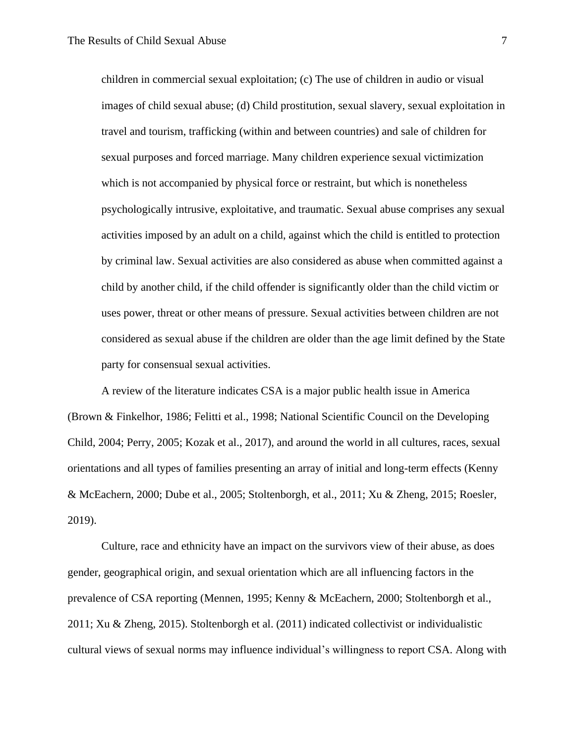children in commercial sexual exploitation; (c) The use of children in audio or visual images of child sexual abuse; (d) Child prostitution, sexual slavery, sexual exploitation in travel and tourism, trafficking (within and between countries) and sale of children for sexual purposes and forced marriage. Many children experience sexual victimization which is not accompanied by physical force or restraint, but which is nonetheless psychologically intrusive, exploitative, and traumatic. Sexual abuse comprises any sexual activities imposed by an adult on a child, against which the child is entitled to protection by criminal law. Sexual activities are also considered as abuse when committed against a child by another child, if the child offender is significantly older than the child victim or uses power, threat or other means of pressure. Sexual activities between children are not considered as sexual abuse if the children are older than the age limit defined by the State party for consensual sexual activities.

A review of the literature indicates CSA is a major public health issue in America (Brown & Finkelhor, 1986; Felitti et al., 1998; National Scientific Council on the Developing Child, 2004; Perry, 2005; Kozak et al., 2017), and around the world in all cultures, races, sexual orientations and all types of families presenting an array of initial and long-term effects (Kenny & McEachern, 2000; Dube et al., 2005; Stoltenborgh, et al., 2011; Xu & Zheng, 2015; Roesler, 2019).

Culture, race and ethnicity have an impact on the survivors view of their abuse, as does gender, geographical origin, and sexual orientation which are all influencing factors in the prevalence of CSA reporting (Mennen, 1995; Kenny & McEachern, 2000; Stoltenborgh et al., 2011; Xu & Zheng, 2015). Stoltenborgh et al. (2011) indicated collectivist or individualistic cultural views of sexual norms may influence individual's willingness to report CSA. Along with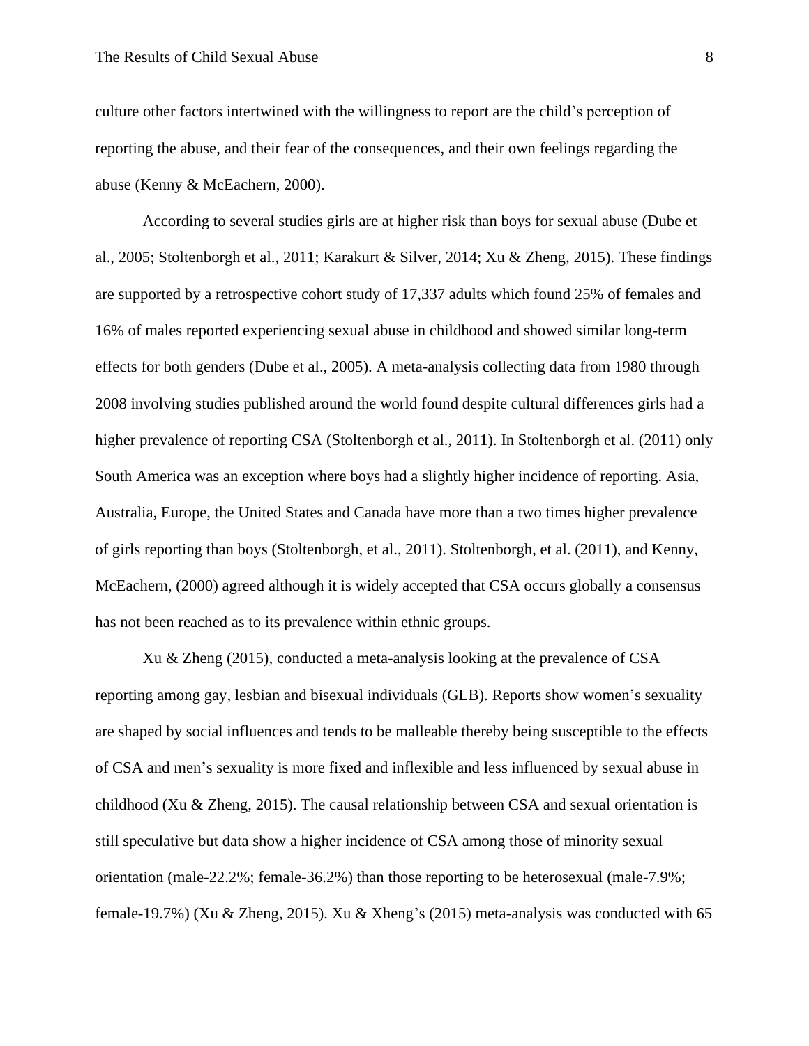culture other factors intertwined with the willingness to report are the child's perception of reporting the abuse, and their fear of the consequences, and their own feelings regarding the abuse (Kenny & McEachern, 2000).

According to several studies girls are at higher risk than boys for sexual abuse (Dube et al., 2005; Stoltenborgh et al., 2011; Karakurt & Silver, 2014; Xu & Zheng, 2015). These findings are supported by a retrospective cohort study of 17,337 adults which found 25% of females and 16% of males reported experiencing sexual abuse in childhood and showed similar long-term effects for both genders (Dube et al., 2005). A meta-analysis collecting data from 1980 through 2008 involving studies published around the world found despite cultural differences girls had a higher prevalence of reporting CSA (Stoltenborgh et al., 2011). In Stoltenborgh et al. (2011) only South America was an exception where boys had a slightly higher incidence of reporting. Asia, Australia, Europe, the United States and Canada have more than a two times higher prevalence of girls reporting than boys (Stoltenborgh, et al., 2011). Stoltenborgh, et al. (2011), and Kenny, McEachern, (2000) agreed although it is widely accepted that CSA occurs globally a consensus has not been reached as to its prevalence within ethnic groups.

Xu & Zheng (2015), conducted a meta-analysis looking at the prevalence of CSA reporting among gay, lesbian and bisexual individuals (GLB). Reports show women's sexuality are shaped by social influences and tends to be malleable thereby being susceptible to the effects of CSA and men's sexuality is more fixed and inflexible and less influenced by sexual abuse in childhood (Xu & Zheng, 2015). The causal relationship between CSA and sexual orientation is still speculative but data show a higher incidence of CSA among those of minority sexual orientation (male-22.2%; female-36.2%) than those reporting to be heterosexual (male-7.9%; female-19.7%) (Xu & Zheng, 2015). Xu & Xheng's (2015) meta-analysis was conducted with 65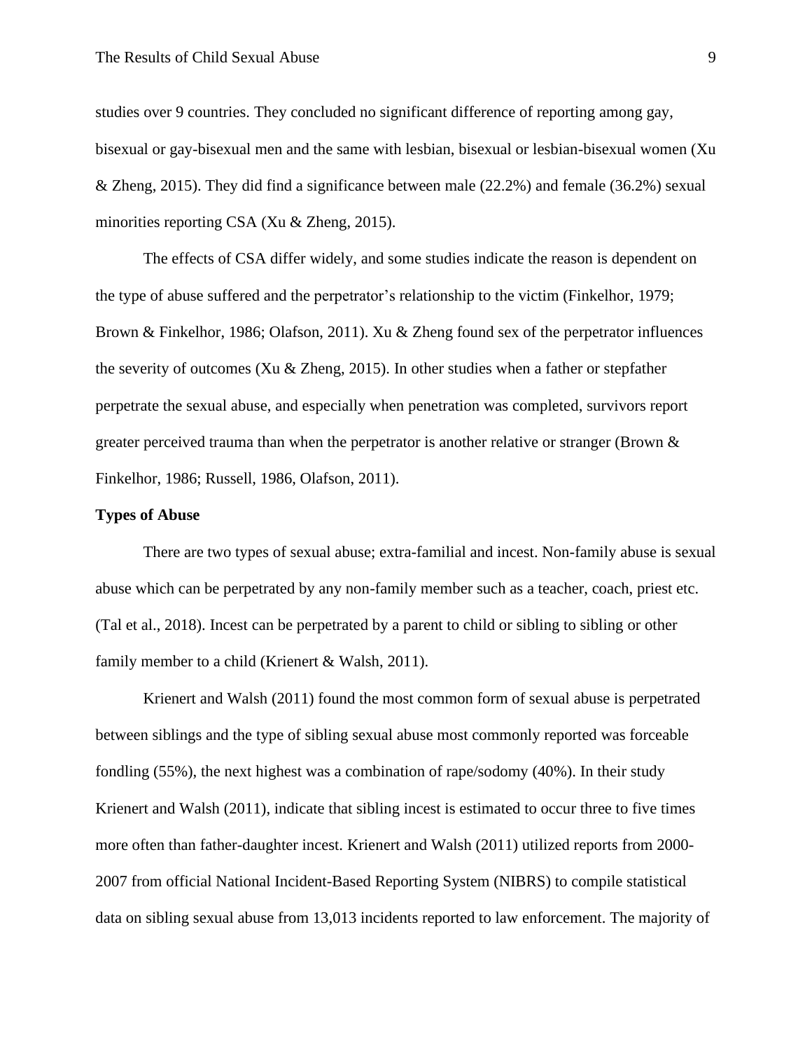studies over 9 countries. They concluded no significant difference of reporting among gay, bisexual or gay-bisexual men and the same with lesbian, bisexual or lesbian-bisexual women (Xu & Zheng, 2015). They did find a significance between male (22.2%) and female (36.2%) sexual minorities reporting CSA (Xu & Zheng, 2015).

The effects of CSA differ widely, and some studies indicate the reason is dependent on the type of abuse suffered and the perpetrator's relationship to the victim (Finkelhor, 1979; Brown & Finkelhor, 1986; Olafson, 2011). Xu & Zheng found sex of the perpetrator influences the severity of outcomes (Xu & Zheng, 2015). In other studies when a father or stepfather perpetrate the sexual abuse, and especially when penetration was completed, survivors report greater perceived trauma than when the perpetrator is another relative or stranger (Brown & Finkelhor, 1986; Russell, 1986, Olafson, 2011).

**Types of Abuse**

There are two types of sexual abuse; extra-familial and incest. Non-family abuse is sexual abuse which can be perpetrated by any non-family member such as a teacher, coach, priest etc. (Tal et al., 2018). Incest can be perpetrated by a parent to child or sibling to sibling or other family member to a child (Krienert & Walsh, 2011).

Krienert and Walsh (2011) found the most common form of sexual abuse is perpetrated between siblings and the type of sibling sexual abuse most commonly reported was forceable fondling (55%), the next highest was a combination of rape/sodomy (40%). In their study Krienert and Walsh (2011), indicate that sibling incest is estimated to occur three to five times more often than father-daughter incest. Krienert and Walsh (2011) utilized reports from 2000-2007 from official National Incident-Based Reporting System (NIBRS) to compile statistical data on sibling sexual abuse from 13,013 incidents reported to law enforcement. The majority of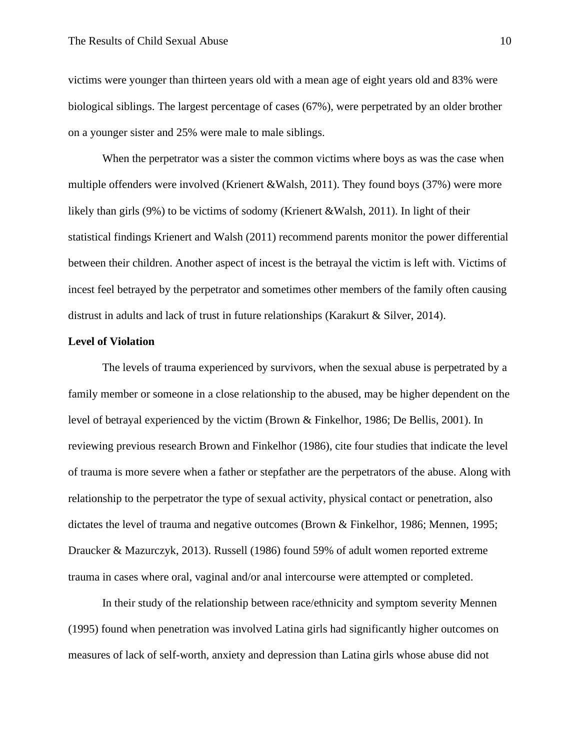victims were younger than thirteen years old with a mean age of eight years old and 83% were biological siblings. The largest percentage of cases (67%), were perpetrated by an older brother on a younger sister and 25% were male to male siblings.

When the perpetrator was a sister the common victims where boys as was the case when multiple offenders were involved (Krienert &Walsh, 2011). They found boys (37%) were more likely than girls (9%) to be victims of sodomy (Krienert &Walsh, 2011). In light of their statistical findings Krienert and Walsh (2011) recommend parents monitor the power differential between their children. Another aspect of incest is the betrayal the victim is left with. Victims of incest feel betrayed by the perpetrator and sometimes other members of the family often causing distrust in adults and lack of trust in future relationships (Karakurt & Silver, 2014).

**Level of Violation**

The levels of trauma experienced by survivors, when the sexual abuse is perpetrated by a family member or someone in a close relationship to the abused, may be higher dependent on the level of betrayal experienced by the victim (Brown & Finkelhor, 1986; De Bellis, 2001). In reviewing previous research Brown and Finkelhor (1986), cite four studies that indicate the level of trauma is more severe when a father or stepfather are the perpetrators of the abuse. Along with relationship to the perpetrator the type of sexual activity, physical contact or penetration, also dictates the level of trauma and negative outcomes (Brown & Finkelhor, 1986; Mennen, 1995; Draucker & Mazurczyk, 2013). Russell (1986) found 59% of adult women reported extreme trauma in cases where oral, vaginal and/or anal intercourse were attempted or completed.

In their study of the relationship between race/ethnicity and symptom severity Mennen (1995) found when penetration was involved Latina girls had significantly higher outcomes on measures of lack of self-worth, anxiety and depression than Latina girls whose abuse did not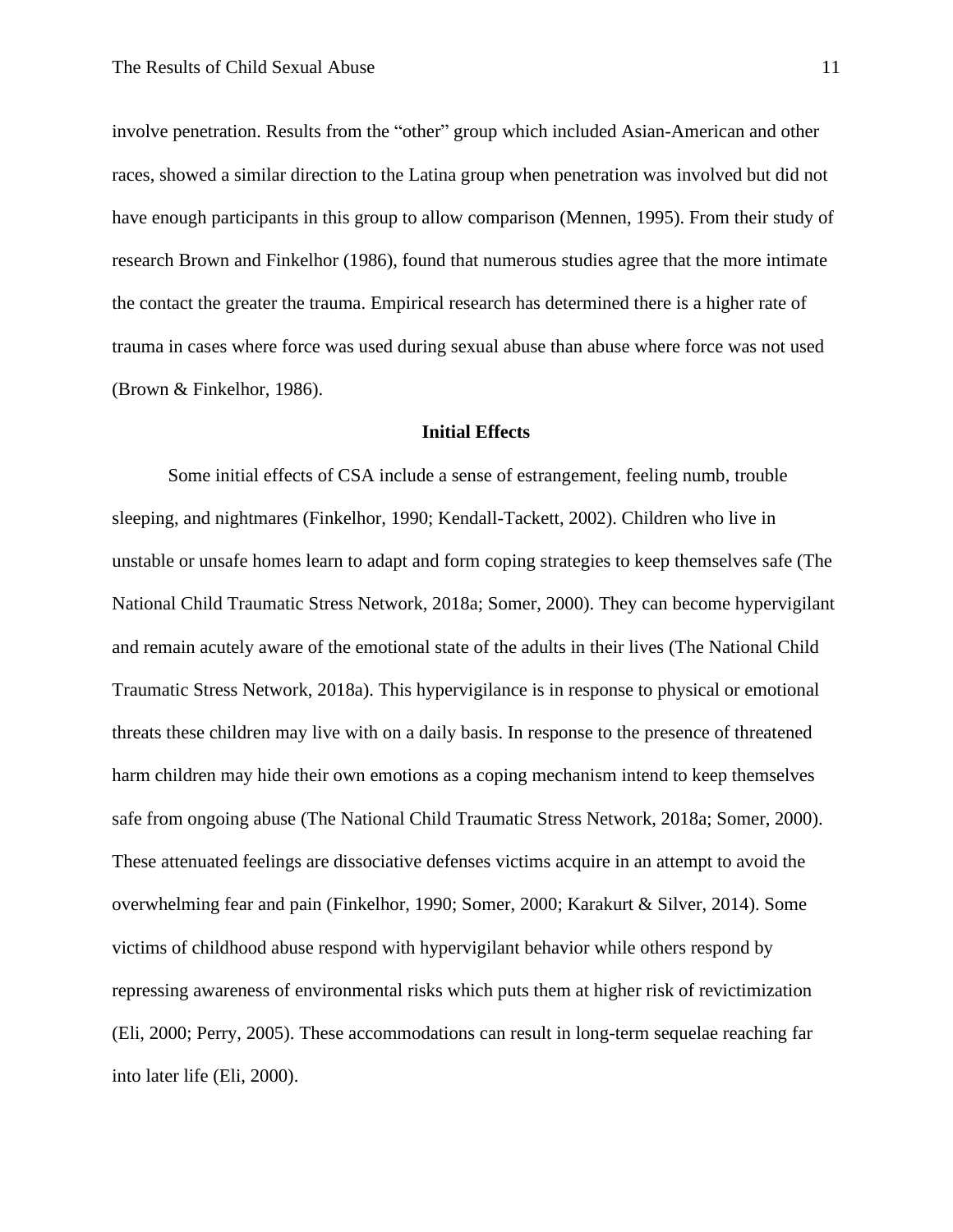involve penetration. Results from the "other" group which included Asian-American and other races, showed a similar direction to the Latina group when penetration was involved but did not have enough participants in this group to allow comparison (Mennen, 1995). From their study of research Brown and Finkelhor (1986), found that numerous studies agree that the more intimate the contact the greater the trauma. Empirical research has determined there is a higher rate of trauma in cases where force was used during sexual abuse than abuse where force was not used (Brown & Finkelhor, 1986).

## Initial Effects

Some initial effects of CSA include a sense of estrangement, feeling numb, trouble sleeping, and nightmares (Finkelhor, 1990; Kendall-Tackett, 2002). Children who live in unstable or unsafe homes learn to adapt and form coping strategies to keep themselves safe (The National Child Traumatic Stress Network, 2018a; Somer, 2000). They can become hypervigilant and remain acutely aware of the emotional state of the adults in their lives (The National Child Traumatic Stress Network, 2018a). This hypervigilance is in response to physical or emotional threats these children may live with on a daily basis. In response to the presence of threatened harm children may hide their own emotions as a coping mechanism intend to keep themselves safe from ongoing abuse (The National Child Traumatic Stress Network, 2018a; Somer, 2000). These attenuated feelings are dissociative defenses victims acquire in an attempt to avoid the overwhelming fear and pain (Finkelhor, 1990; Somer, 2000; Karakurt & Silver, 2014). Some victims of childhood abuse respond with hypervigilant behavior while others respond by repressing awareness of environmental risks which puts them at higher risk of revictimization (Eli, 2000; Perry, 2005). These accommodations can result in long-term sequelae reaching far into later life (Eli, 2000).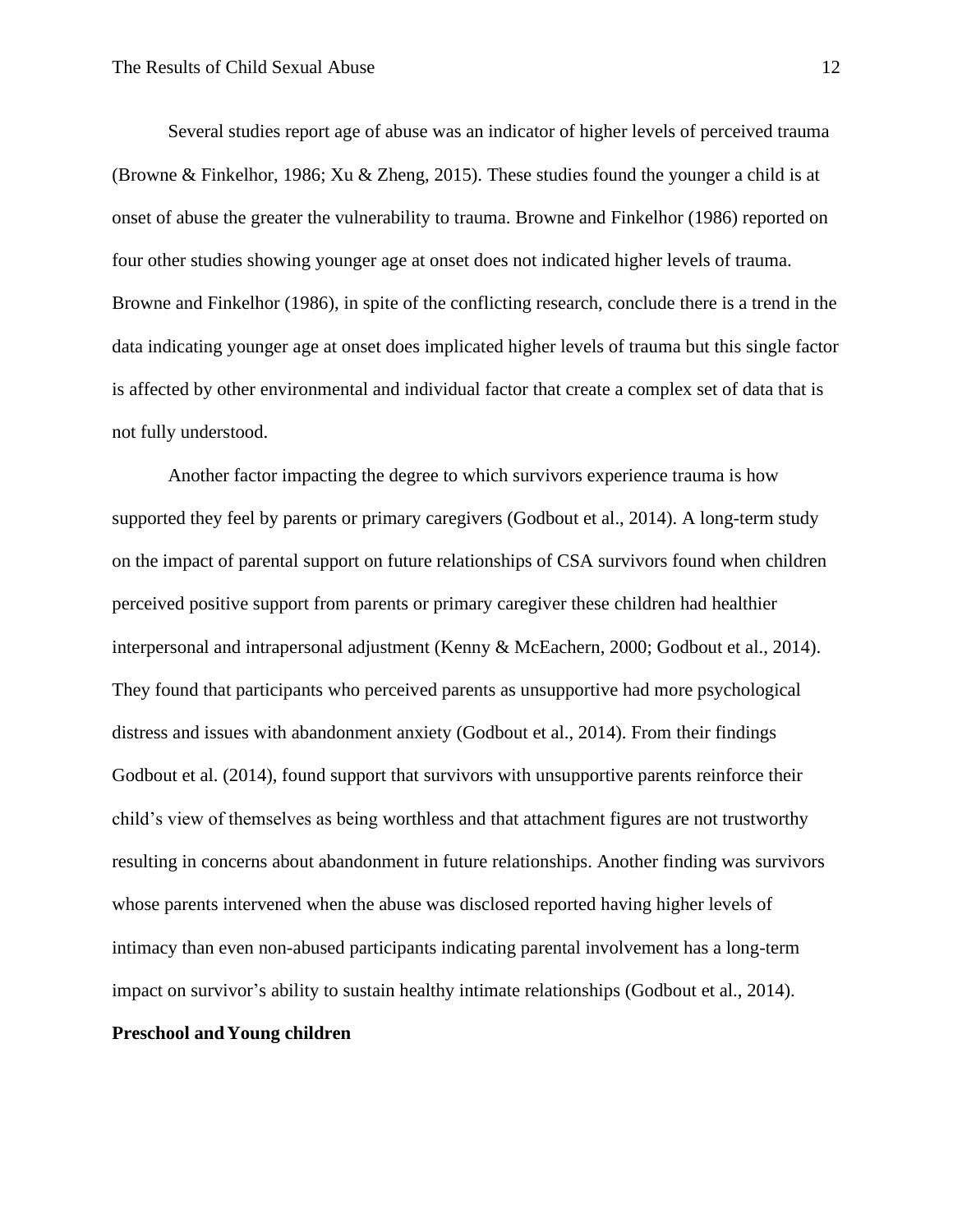Several studies report age of abuse was an indicator of higher levels of perceived trauma (Browne & Finkelhor, 1986; Xu & Zheng, 2015). These studies found the younger a child is at onset of abuse the greater the vulnerability to trauma. Browne and Finkelhor (1986) reported on four other studies showing younger age at onset does not indicated higher levels of trauma. Browne and Finkelhor (1986), in spite of the conflicting research, conclude there is a trend in the data indicating younger age at onset does implicated higher levels of trauma but this single factor is affected by other environmental and individual factor that create a complex set of data that is not fully understood.

Another factor impacting the degree to which survivors experience trauma is how supported they feel by parents or primary caregivers (Godbout et al., 2014). A long-term study on the impact of parental support on future relationships of CSA survivors found when children perceived positive support from parents or primary caregiver these children had healthier interpersonal and intrapersonal adjustment (Kenny & McEachern, 2000; Godbout et al., 2014). They found that participants who perceived parents as unsupportive had more psychological distress and issues with abandonment anxiety (Godbout et al., 2014). From their findings Godbout et al. (2014), found support that survivors with unsupportive parents reinforce their child's view of themselves as being worthless and that attachment figures are not trustworthy resulting in concerns about abandonment in future relationships. Another finding was survivors whose parents intervened when the abuse was disclosed reported having higher levels of intimacy than even non-abused participants indicating parental involvement has a long-term impact on survivor's ability to sustain healthy intimate relationships (Godbout et al., 2014).

**Preschool and Young children**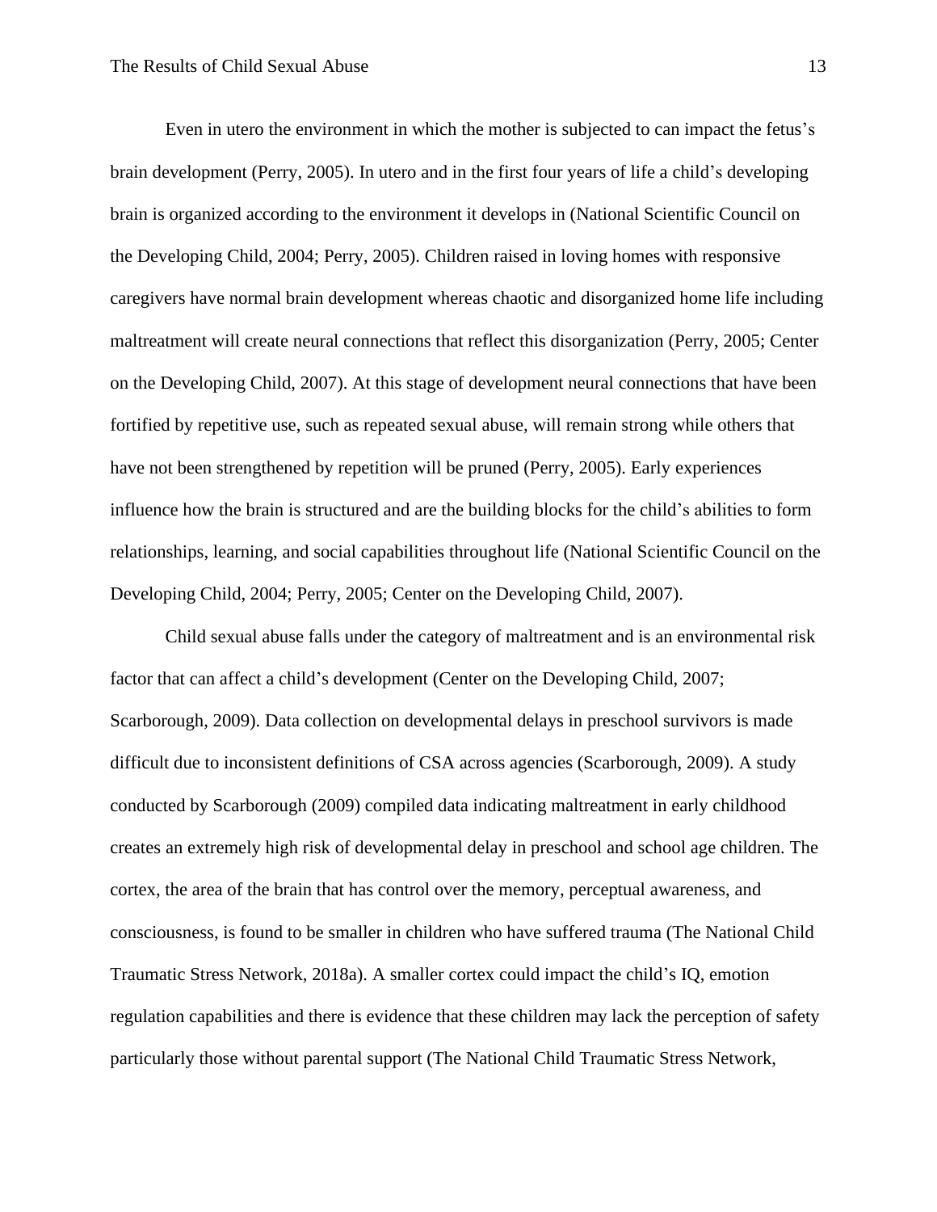Even in utero the environment in which the mother is subjected to can impact the fetus's brain development (Perry, 2005). In utero and in the first four years of life a child's developing brain is organized according to the environment it develops in (National Scientific Council on the Developing Child, 2004; Perry, 2005). Children raised in loving homes with responsive caregivers have normal brain development whereas chaotic and disorganized home life including maltreatment will create neural connections that reflect this disorganization (Perry, 2005; Center on the Developing Child, 2007). At this stage of development neural connections that have been fortified by repetitive use, such as repeated sexual abuse, will remain strong while others that have not been strengthened by repetition will be pruned (Perry, 2005). Early experiences influence how the brain is structured and are the building blocks for the child's abilities to form relationships, learning, and social capabilities throughout life (National Scientific Council on the Developing Child, 2004; Perry, 2005; Center on the Developing Child, 2007).

Child sexual abuse falls under the category of maltreatment and is an environmental risk factor that can affect a child's development (Center on the Developing Child, 2007; Scarborough, 2009). Data collection on developmental delays in preschool survivors is made difficult due to inconsistent definitions of CSA across agencies (Scarborough, 2009). A study conducted by Scarborough (2009) compiled data indicating maltreatment in early childhood creates an extremely high risk of developmental delay in preschool and school age children. The cortex, the area of the brain that has control over the memory, perceptual awareness, and consciousness, is found to be smaller in children who have suffered trauma (The National Child Traumatic Stress Network, 2018a). A smaller cortex could impact the child's IQ, emotion regulation capabilities and there is evidence that these children may lack the perception of safety particularly those without parental support (The National Child Traumatic Stress Network,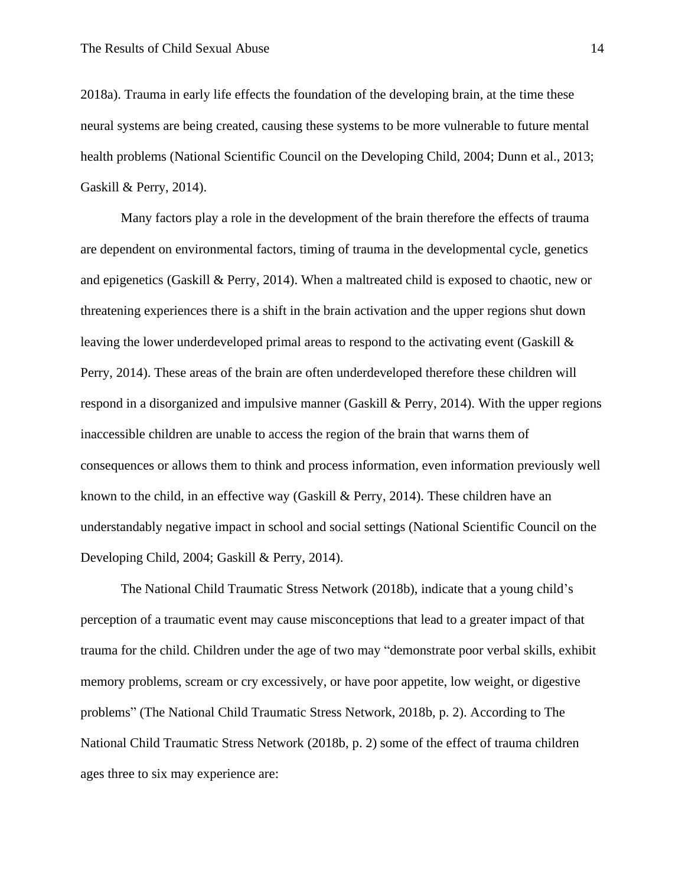2018a). Trauma in early life effects the foundation of the developing brain, at the time these neural systems are being created, causing these systems to be more vulnerable to future mental health problems (National Scientific Council on the Developing Child, 2004; Dunn et al., 2013; Gaskill & Perry, 2014).

Many factors play a role in the development of the brain therefore the effects of trauma are dependent on environmental factors, timing of trauma in the developmental cycle, genetics and epigenetics (Gaskill & Perry, 2014). When a maltreated child is exposed to chaotic, new or threatening experiences there is a shift in the brain activation and the upper regions shut down leaving the lower underdeveloped primal areas to respond to the activating event (Gaskill & Perry, 2014). These areas of the brain are often underdeveloped therefore these children will respond in a disorganized and impulsive manner (Gaskill & Perry, 2014). With the upper regions inaccessible children are unable to access the region of the brain that warns them of consequences or allows them to think and process information, even information previously well known to the child, in an effective way (Gaskill & Perry, 2014). These children have an understandably negative impact in school and social settings (National Scientific Council on the Developing Child, 2004; Gaskill & Perry, 2014).

The National Child Traumatic Stress Network (2018b), indicate that a young child's perception of a traumatic event may cause misconceptions that lead to a greater impact of that trauma for the child. Children under the age of two may "demonstrate poor verbal skills, exhibit memory problems, scream or cry excessively, or have poor appetite, low weight, or digestive problems" (The National Child Traumatic Stress Network, 2018b, p. 2). According to The National Child Traumatic Stress Network (2018b, p. 2) some of the effect of trauma children ages three to six may experience are: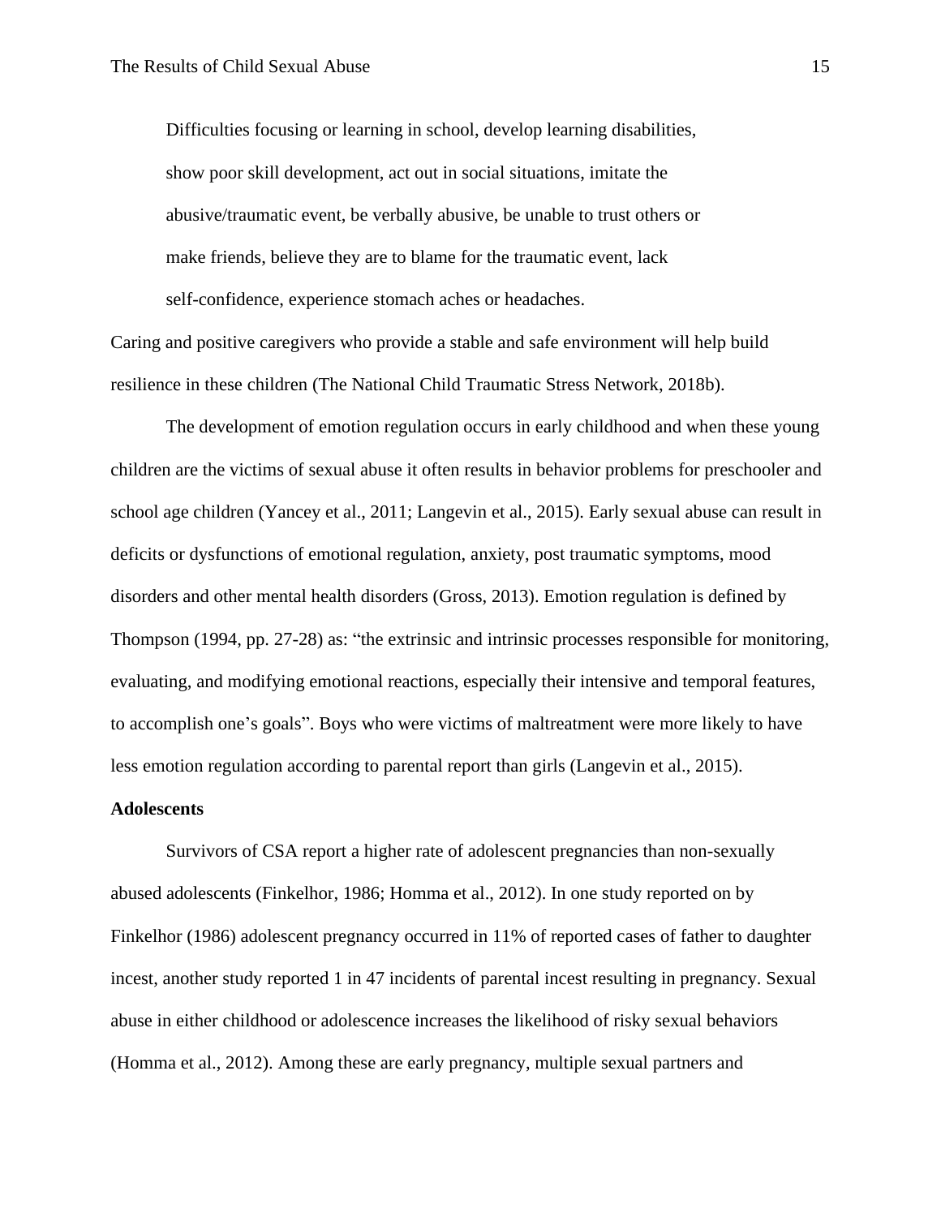> Difficulties focusing or learning in school, develop learning disabilities, show poor skill development, act out in social situations, imitate the abusive/traumatic event, be verbally abusive, be unable to trust others or make friends, believe they are to blame for the traumatic event, lack self-confidence, experience stomach aches or headaches.

Caring and positive caregivers who provide a stable and safe environment will help build resilience in these children (The National Child Traumatic Stress Network, 2018b).

The development of emotion regulation occurs in early childhood and when these young children are the victims of sexual abuse it often results in behavior problems for preschooler and school age children (Yancey et al., 2011; Langevin et al., 2015). Early sexual abuse can result in deficits or dysfunctions of emotional regulation, anxiety, post traumatic symptoms, mood disorders and other mental health disorders (Gross, 2013). Emotion regulation is defined by Thompson (1994, pp. 27-28) as: "the extrinsic and intrinsic processes responsible for monitoring, evaluating, and modifying emotional reactions, especially their intensive and temporal features, to accomplish one's goals". Boys who were victims of maltreatment were more likely to have less emotion regulation according to parental report than girls (Langevin et al., 2015).

**Adolescents**

Survivors of CSA report a higher rate of adolescent pregnancies than non-sexually abused adolescents (Finkelhor, 1986; Homma et al., 2012). In one study reported on by Finkelhor (1986) adolescent pregnancy occurred in 11% of reported cases of father to daughter incest, another study reported 1 in 47 incidents of parental incest resulting in pregnancy. Sexual abuse in either childhood or adolescence increases the likelihood of risky sexual behaviors (Homma et al., 2012). Among these are early pregnancy, multiple sexual partners and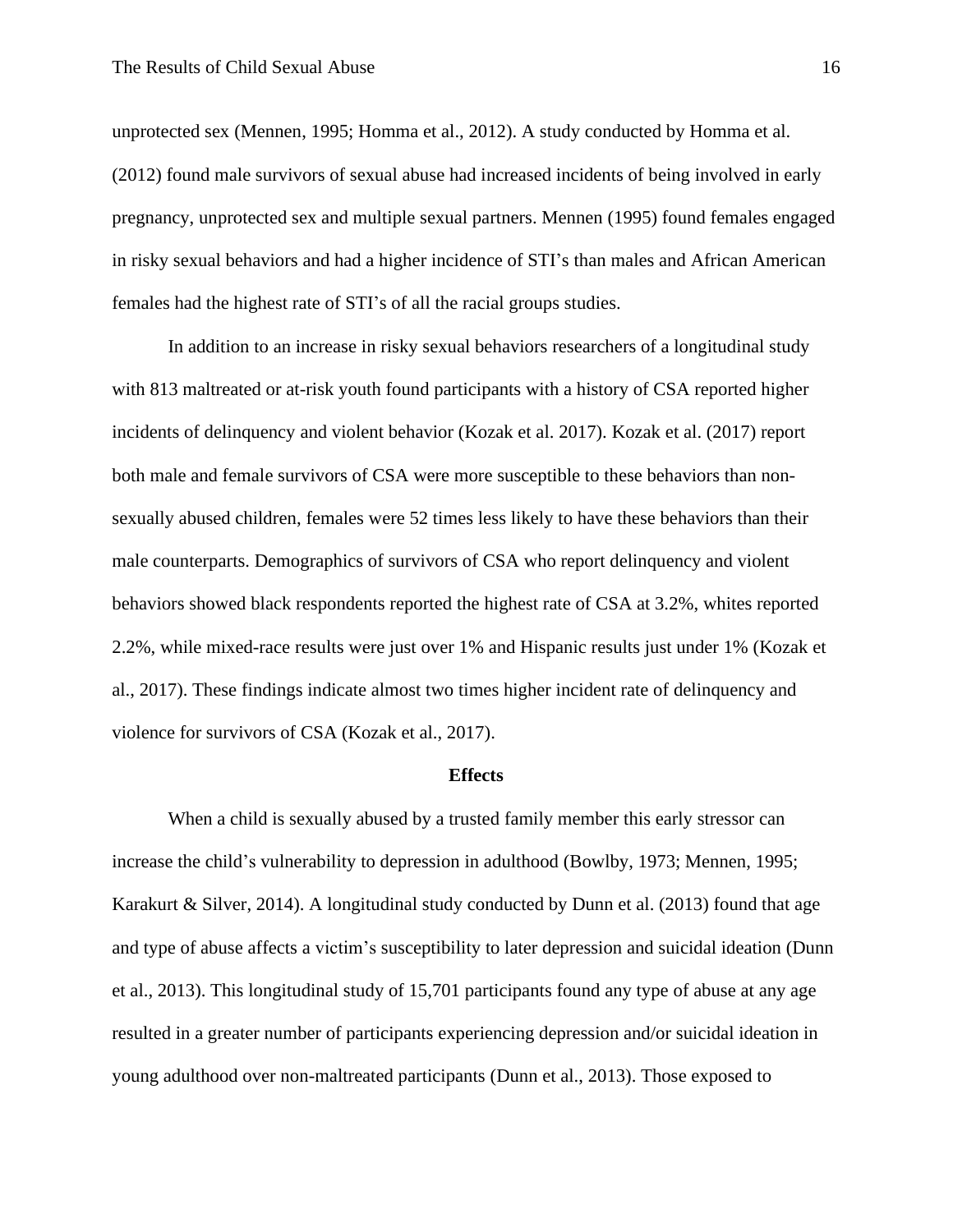unprotected sex (Mennen, 1995; Homma et al., 2012). A study conducted by Homma et al. (2012) found male survivors of sexual abuse had increased incidents of being involved in early pregnancy, unprotected sex and multiple sexual partners. Mennen (1995) found females engaged in risky sexual behaviors and had a higher incidence of STI's than males and African American females had the highest rate of STI's of all the racial groups studies.

In addition to an increase in risky sexual behaviors researchers of a longitudinal study with 813 maltreated or at-risk youth found participants with a history of CSA reported higher incidents of delinquency and violent behavior (Kozak et al. 2017). Kozak et al. (2017) report both male and female survivors of CSA were more susceptible to these behaviors than non-sexually abused children, females were 52 times less likely to have these behaviors than their male counterparts. Demographics of survivors of CSA who report delinquency and violent behaviors showed black respondents reported the highest rate of CSA at 3.2%, whites reported 2.2%, while mixed-race results were just over 1% and Hispanic results just under 1% (Kozak et al., 2017). These findings indicate almost two times higher incident rate of delinquency and violence for survivors of CSA (Kozak et al., 2017).

## Effects

When a child is sexually abused by a trusted family member this early stressor can increase the child's vulnerability to depression in adulthood (Bowlby, 1973; Mennen, 1995; Karakurt & Silver, 2014). A longitudinal study conducted by Dunn et al. (2013) found that age and type of abuse affects a victim's susceptibility to later depression and suicidal ideation (Dunn et al., 2013). This longitudinal study of 15,701 participants found any type of abuse at any age resulted in a greater number of participants experiencing depression and/or suicidal ideation in young adulthood over non-maltreated participants (Dunn et al., 2013). Those exposed to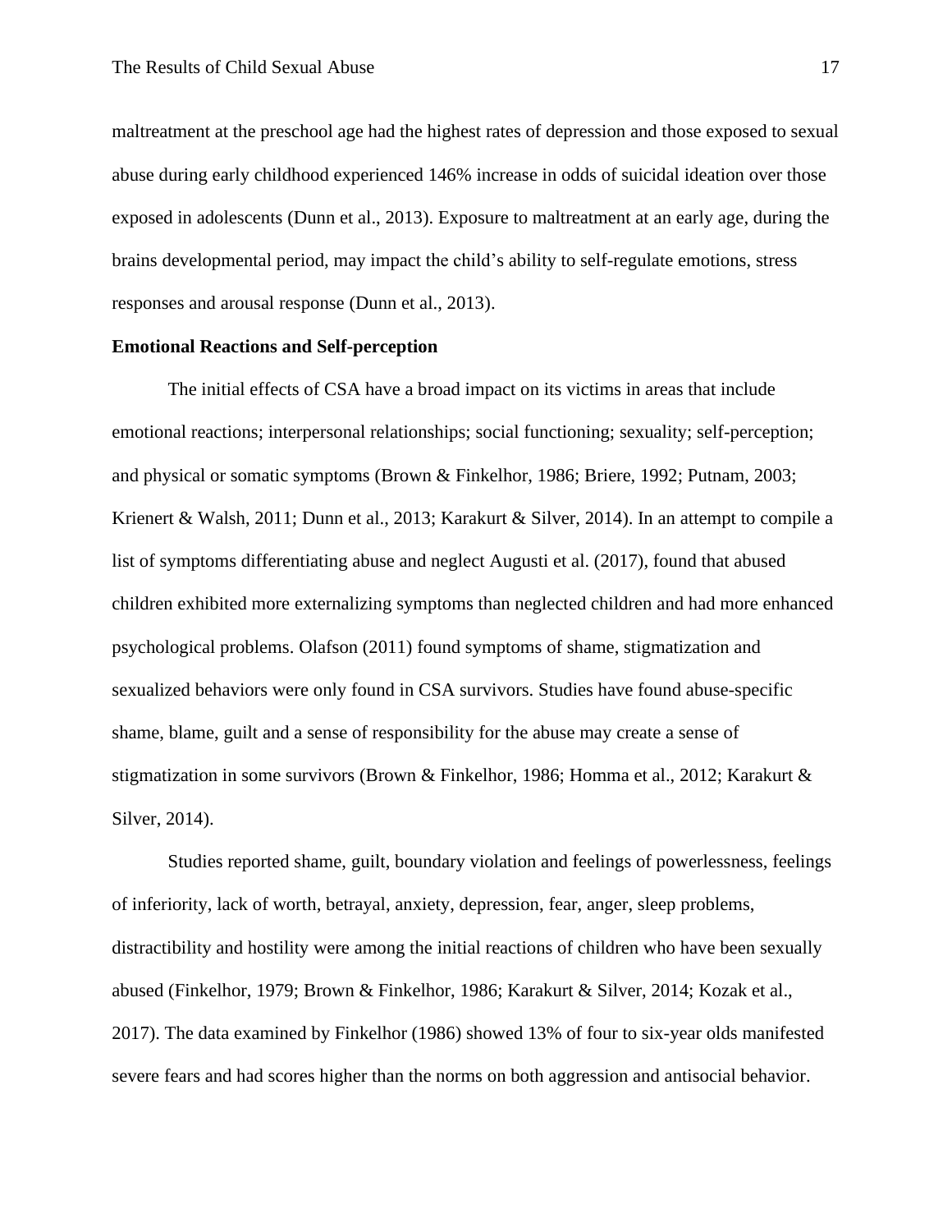maltreatment at the preschool age had the highest rates of depression and those exposed to sexual abuse during early childhood experienced 146% increase in odds of suicidal ideation over those exposed in adolescents (Dunn et al., 2013). Exposure to maltreatment at an early age, during the brains developmental period, may impact the child's ability to self-regulate emotions, stress responses and arousal response (Dunn et al., 2013).

**Emotional Reactions and Self-perception**

The initial effects of CSA have a broad impact on its victims in areas that include emotional reactions; interpersonal relationships; social functioning; sexuality; self-perception; and physical or somatic symptoms (Brown & Finkelhor, 1986; Briere, 1992; Putnam, 2003; Krienert & Walsh, 2011; Dunn et al., 2013; Karakurt & Silver, 2014). In an attempt to compile a list of symptoms differentiating abuse and neglect Augusti et al. (2017), found that abused children exhibited more externalizing symptoms than neglected children and had more enhanced psychological problems. Olafson (2011) found symptoms of shame, stigmatization and sexualized behaviors were only found in CSA survivors. Studies have found abuse-specific shame, blame, guilt and a sense of responsibility for the abuse may create a sense of stigmatization in some survivors (Brown & Finkelhor, 1986; Homma et al., 2012; Karakurt & Silver, 2014).

Studies reported shame, guilt, boundary violation and feelings of powerlessness, feelings of inferiority, lack of worth, betrayal, anxiety, depression, fear, anger, sleep problems, distractibility and hostility were among the initial reactions of children who have been sexually abused (Finkelhor, 1979; Brown & Finkelhor, 1986; Karakurt & Silver, 2014; Kozak et al., 2017). The data examined by Finkelhor (1986) showed 13% of four to six-year olds manifested severe fears and had scores higher than the norms on both aggression and antisocial behavior.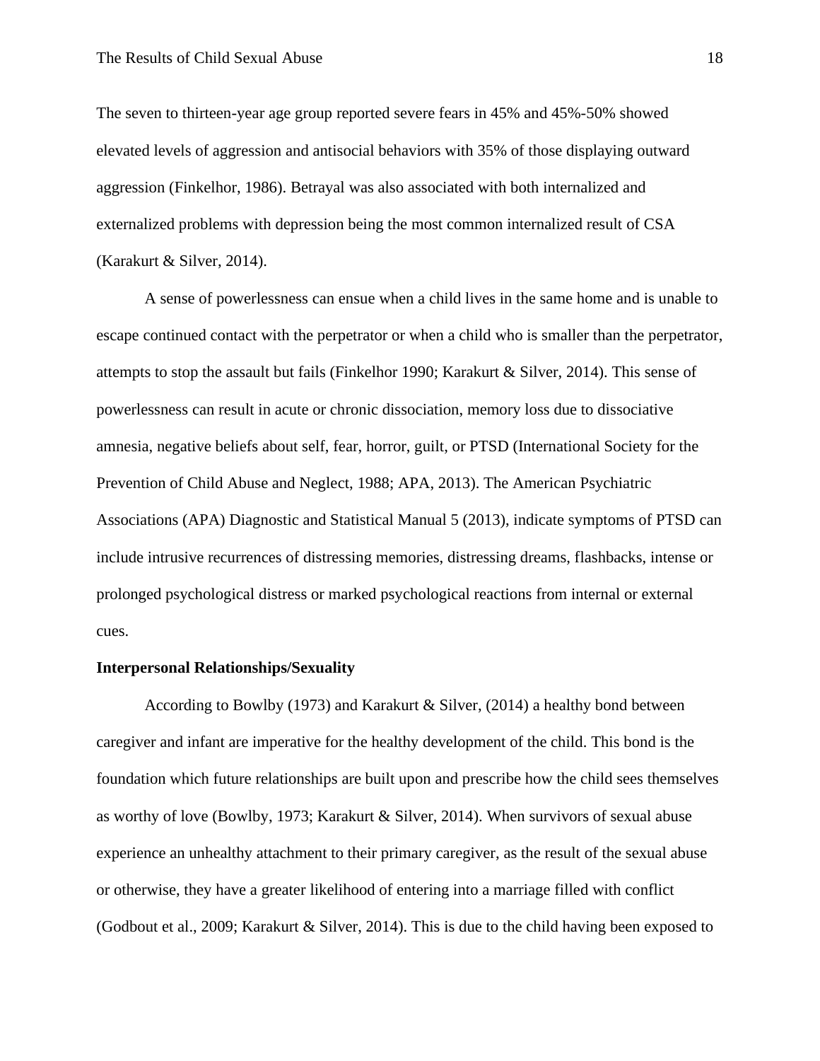The seven to thirteen-year age group reported severe fears in 45% and 45%-50% showed elevated levels of aggression and antisocial behaviors with 35% of those displaying outward aggression (Finkelhor, 1986). Betrayal was also associated with both internalized and externalized problems with depression being the most common internalized result of CSA (Karakurt & Silver, 2014).

A sense of powerlessness can ensue when a child lives in the same home and is unable to escape continued contact with the perpetrator or when a child who is smaller than the perpetrator, attempts to stop the assault but fails (Finkelhor 1990; Karakurt & Silver, 2014). This sense of powerlessness can result in acute or chronic dissociation, memory loss due to dissociative amnesia, negative beliefs about self, fear, horror, guilt, or PTSD (International Society for the Prevention of Child Abuse and Neglect, 1988; APA, 2013). The American Psychiatric Associations (APA) Diagnostic and Statistical Manual 5 (2013), indicate symptoms of PTSD can include intrusive recurrences of distressing memories, distressing dreams, flashbacks, intense or prolonged psychological distress or marked psychological reactions from internal or external cues.

**Interpersonal Relationships/Sexuality**

According to Bowlby (1973) and Karakurt & Silver, (2014) a healthy bond between caregiver and infant are imperative for the healthy development of the child. This bond is the foundation which future relationships are built upon and prescribe how the child sees themselves as worthy of love (Bowlby, 1973; Karakurt & Silver, 2014). When survivors of sexual abuse experience an unhealthy attachment to their primary caregiver, as the result of the sexual abuse or otherwise, they have a greater likelihood of entering into a marriage filled with conflict (Godbout et al., 2009; Karakurt & Silver, 2014). This is due to the child having been exposed to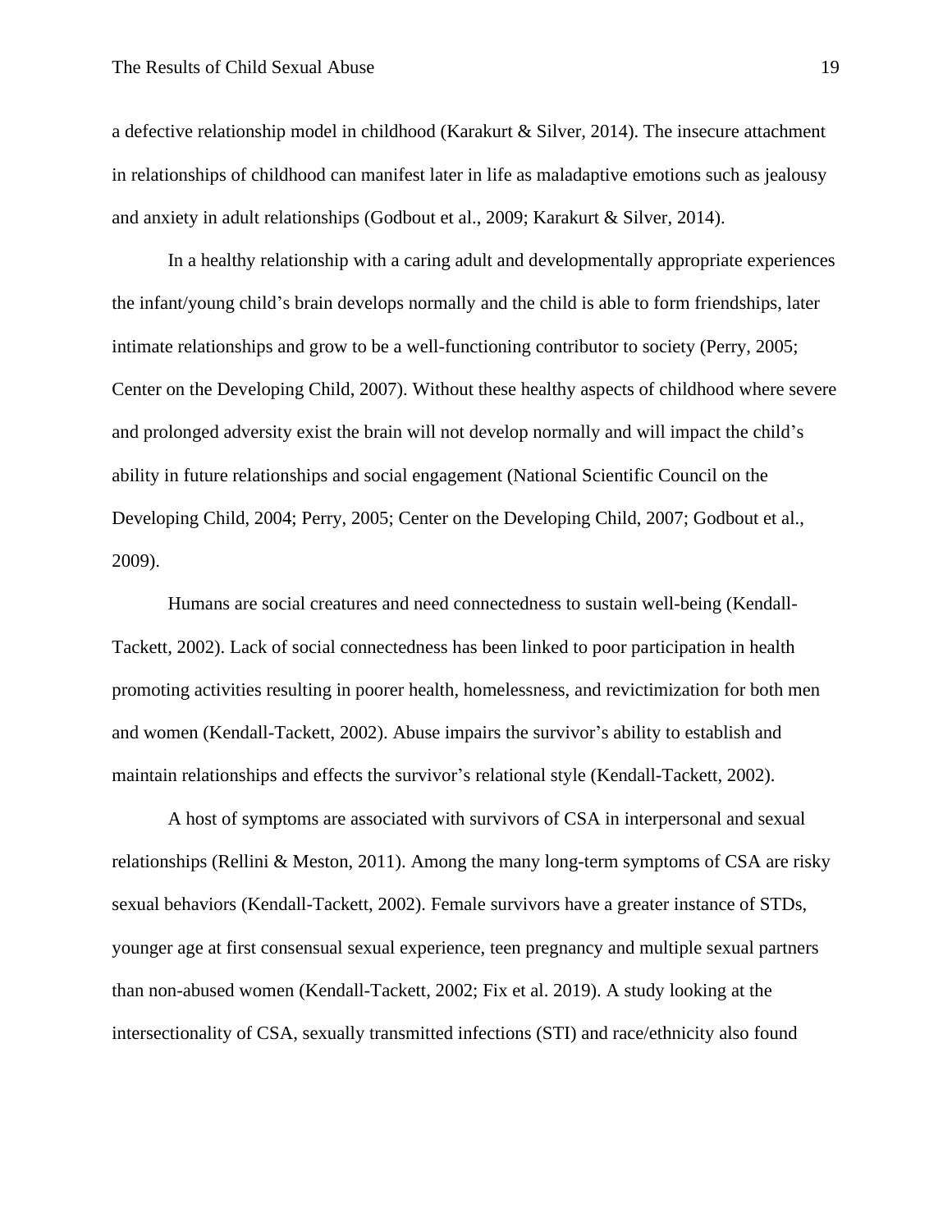a defective relationship model in childhood (Karakurt & Silver, 2014). The insecure attachment in relationships of childhood can manifest later in life as maladaptive emotions such as jealousy and anxiety in adult relationships (Godbout et al., 2009; Karakurt & Silver, 2014).

In a healthy relationship with a caring adult and developmentally appropriate experiences the infant/young child's brain develops normally and the child is able to form friendships, later intimate relationships and grow to be a well-functioning contributor to society (Perry, 2005; Center on the Developing Child, 2007). Without these healthy aspects of childhood where severe and prolonged adversity exist the brain will not develop normally and will impact the child's ability in future relationships and social engagement (National Scientific Council on the Developing Child, 2004; Perry, 2005; Center on the Developing Child, 2007; Godbout et al., 2009).

Humans are social creatures and need connectedness to sustain well-being (Kendall-Tackett, 2002). Lack of social connectedness has been linked to poor participation in health promoting activities resulting in poorer health, homelessness, and revictimization for both men and women (Kendall-Tackett, 2002). Abuse impairs the survivor's ability to establish and maintain relationships and effects the survivor's relational style (Kendall-Tackett, 2002).

A host of symptoms are associated with survivors of CSA in interpersonal and sexual relationships (Rellini & Meston, 2011). Among the many long-term symptoms of CSA are risky sexual behaviors (Kendall-Tackett, 2002). Female survivors have a greater instance of STDs, younger age at first consensual sexual experience, teen pregnancy and multiple sexual partners than non-abused women (Kendall-Tackett, 2002; Fix et al. 2019). A study looking at the intersectionality of CSA, sexually transmitted infections (STI) and race/ethnicity also found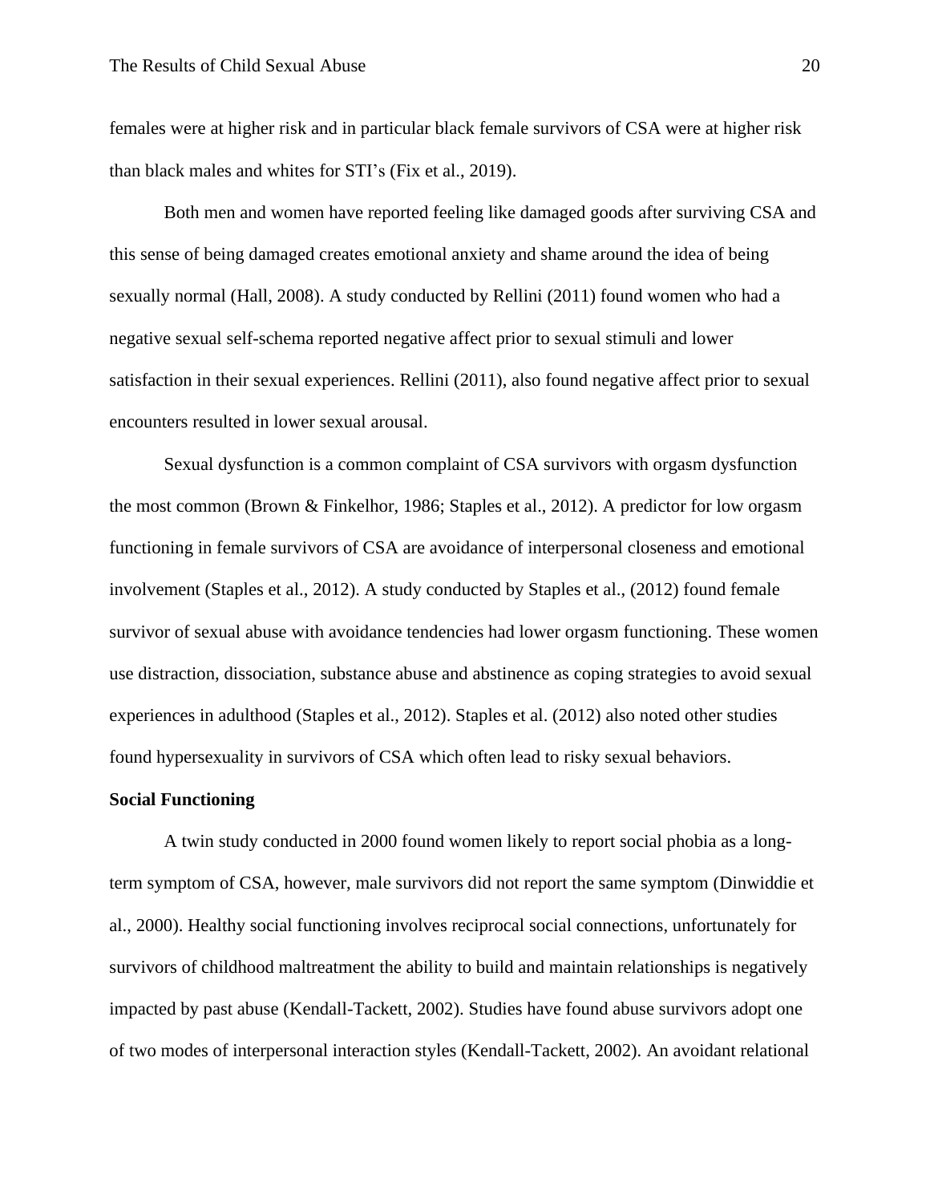females were at higher risk and in particular black female survivors of CSA were at higher risk than black males and whites for STI's (Fix et al., 2019).

Both men and women have reported feeling like damaged goods after surviving CSA and this sense of being damaged creates emotional anxiety and shame around the idea of being sexually normal (Hall, 2008). A study conducted by Rellini (2011) found women who had a negative sexual self-schema reported negative affect prior to sexual stimuli and lower satisfaction in their sexual experiences. Rellini (2011), also found negative affect prior to sexual encounters resulted in lower sexual arousal.

Sexual dysfunction is a common complaint of CSA survivors with orgasm dysfunction the most common (Brown & Finkelhor, 1986; Staples et al., 2012). A predictor for low orgasm functioning in female survivors of CSA are avoidance of interpersonal closeness and emotional involvement (Staples et al., 2012). A study conducted by Staples et al., (2012) found female survivor of sexual abuse with avoidance tendencies had lower orgasm functioning. These women use distraction, dissociation, substance abuse and abstinence as coping strategies to avoid sexual experiences in adulthood (Staples et al., 2012). Staples et al. (2012) also noted other studies found hypersexuality in survivors of CSA which often lead to risky sexual behaviors.

**Social Functioning**

A twin study conducted in 2000 found women likely to report social phobia as a long-term symptom of CSA, however, male survivors did not report the same symptom (Dinwiddie et al., 2000). Healthy social functioning involves reciprocal social connections, unfortunately for survivors of childhood maltreatment the ability to build and maintain relationships is negatively impacted by past abuse (Kendall-Tackett, 2002). Studies have found abuse survivors adopt one of two modes of interpersonal interaction styles (Kendall-Tackett, 2002). An avoidant relational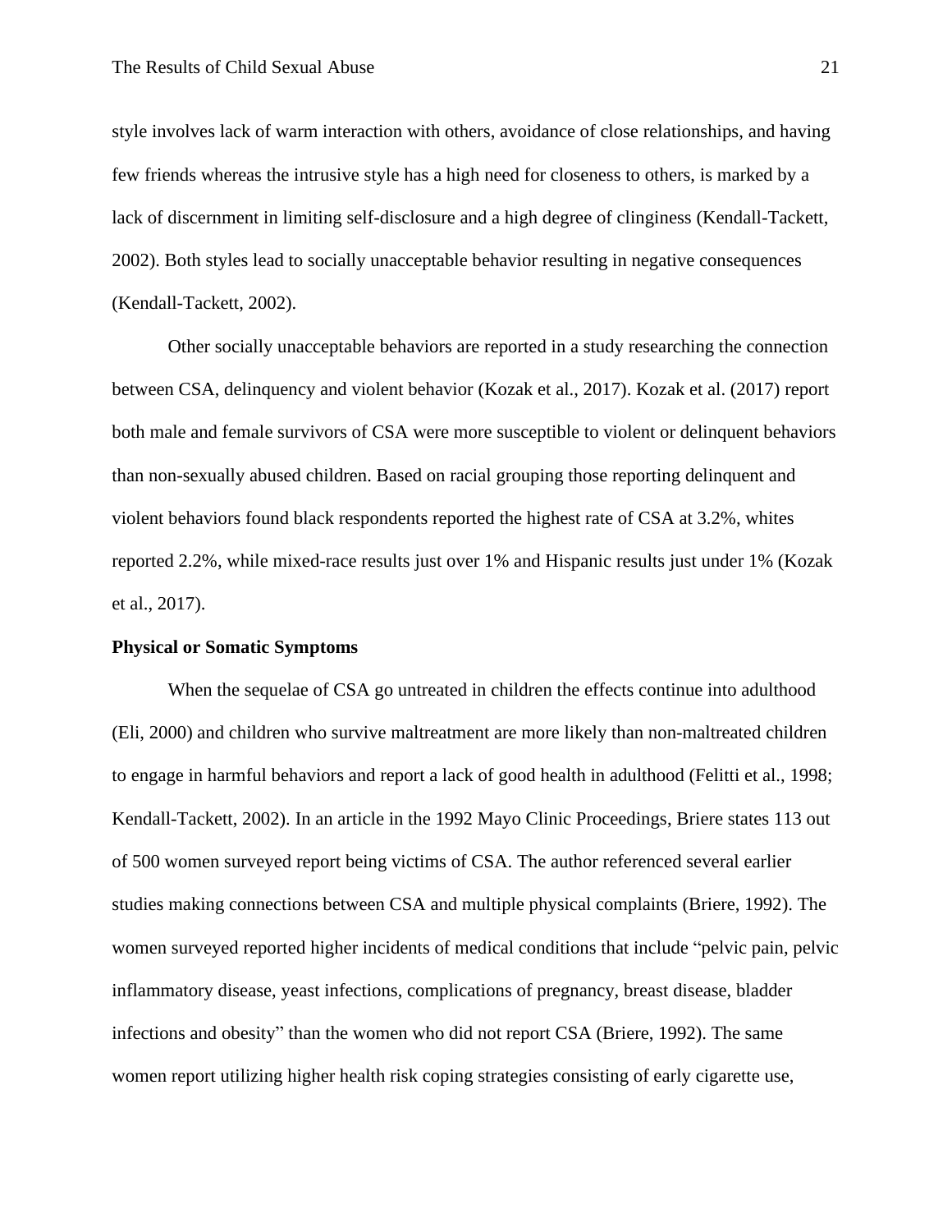style involves lack of warm interaction with others, avoidance of close relationships, and having few friends whereas the intrusive style has a high need for closeness to others, is marked by a lack of discernment in limiting self-disclosure and a high degree of clinginess (Kendall-Tackett, 2002). Both styles lead to socially unacceptable behavior resulting in negative consequences (Kendall-Tackett, 2002).

Other socially unacceptable behaviors are reported in a study researching the connection between CSA, delinquency and violent behavior (Kozak et al., 2017). Kozak et al. (2017) report both male and female survivors of CSA were more susceptible to violent or delinquent behaviors than non-sexually abused children. Based on racial grouping those reporting delinquent and violent behaviors found black respondents reported the highest rate of CSA at 3.2%, whites reported 2.2%, while mixed-race results just over 1% and Hispanic results just under 1% (Kozak et al., 2017).

**Physical or Somatic Symptoms**

When the sequelae of CSA go untreated in children the effects continue into adulthood (Eli, 2000) and children who survive maltreatment are more likely than non-maltreated children to engage in harmful behaviors and report a lack of good health in adulthood (Felitti et al., 1998; Kendall-Tackett, 2002). In an article in the 1992 Mayo Clinic Proceedings, Briere states 113 out of 500 women surveyed report being victims of CSA. The author referenced several earlier studies making connections between CSA and multiple physical complaints (Briere, 1992). The women surveyed reported higher incidents of medical conditions that include "pelvic pain, pelvic inflammatory disease, yeast infections, complications of pregnancy, breast disease, bladder infections and obesity" than the women who did not report CSA (Briere, 1992). The same women report utilizing higher health risk coping strategies consisting of early cigarette use,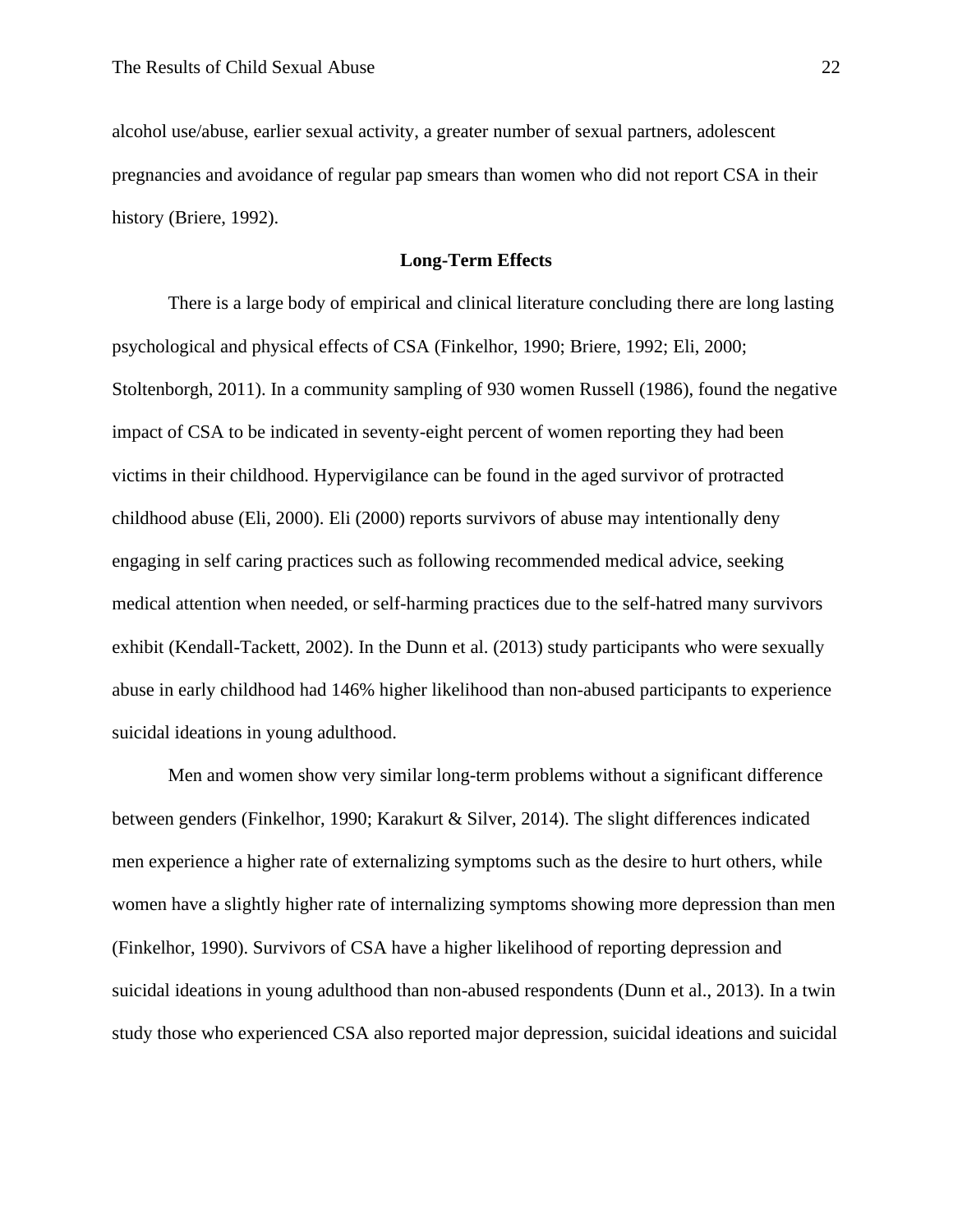alcohol use/abuse, earlier sexual activity, a greater number of sexual partners, adolescent pregnancies and avoidance of regular pap smears than women who did not report CSA in their history (Briere, 1992).

## Long-Term Effects

There is a large body of empirical and clinical literature concluding there are long lasting psychological and physical effects of CSA (Finkelhor, 1990; Briere, 1992; Eli, 2000; Stoltenborgh, 2011). In a community sampling of 930 women Russell (1986), found the negative impact of CSA to be indicated in seventy-eight percent of women reporting they had been victims in their childhood. Hypervigilance can be found in the aged survivor of protracted childhood abuse (Eli, 2000). Eli (2000) reports survivors of abuse may intentionally deny engaging in self caring practices such as following recommended medical advice, seeking medical attention when needed, or self-harming practices due to the self-hatred many survivors exhibit (Kendall-Tackett, 2002). In the Dunn et al. (2013) study participants who were sexually abuse in early childhood had 146% higher likelihood than non-abused participants to experience suicidal ideations in young adulthood.

Men and women show very similar long-term problems without a significant difference between genders (Finkelhor, 1990; Karakurt & Silver, 2014). The slight differences indicated men experience a higher rate of externalizing symptoms such as the desire to hurt others, while women have a slightly higher rate of internalizing symptoms showing more depression than men (Finkelhor, 1990). Survivors of CSA have a higher likelihood of reporting depression and suicidal ideations in young adulthood than non-abused respondents (Dunn et al., 2013). In a twin study those who experienced CSA also reported major depression, suicidal ideations and suicidal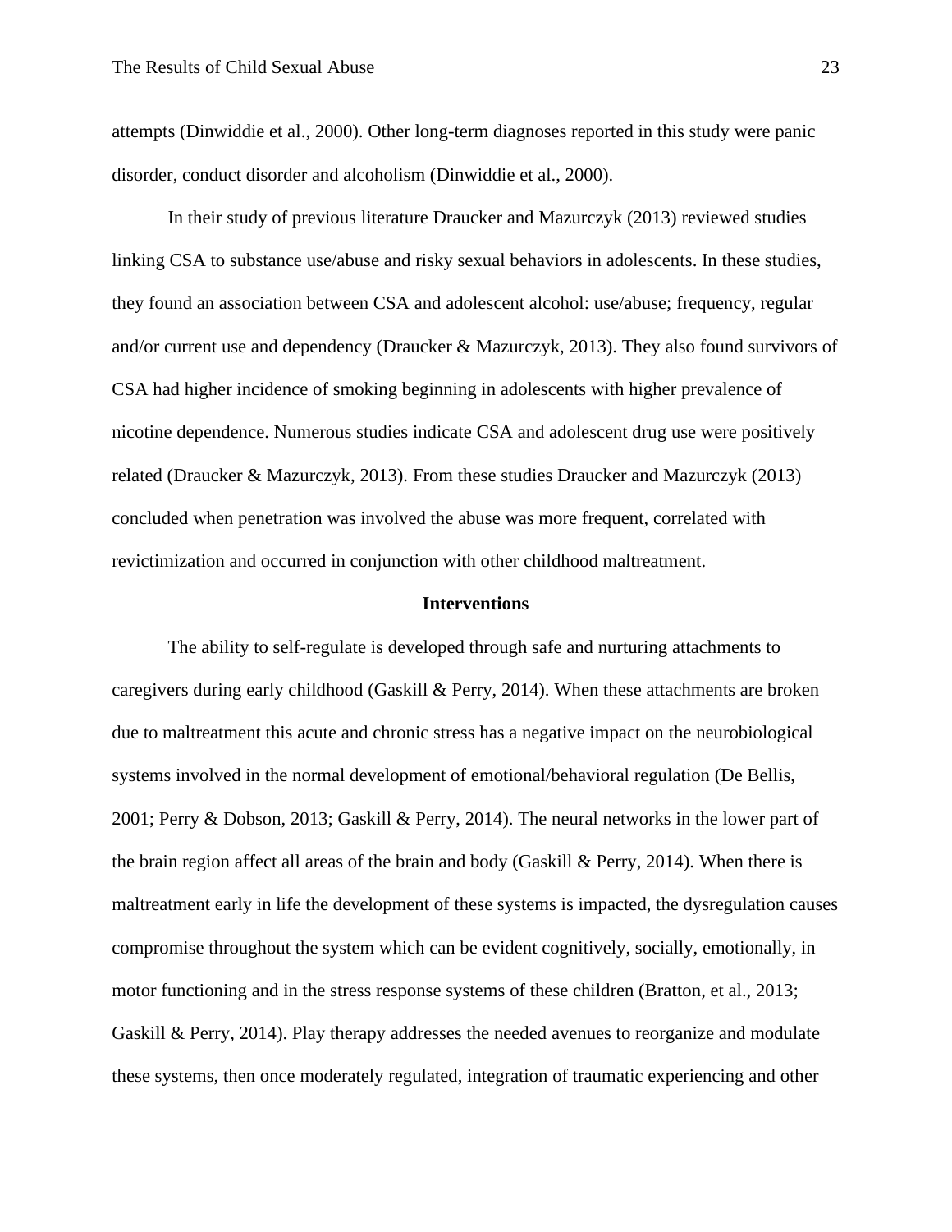attempts (Dinwiddie et al., 2000). Other long-term diagnoses reported in this study were panic disorder, conduct disorder and alcoholism (Dinwiddie et al., 2000).

In their study of previous literature Draucker and Mazurczyk (2013) reviewed studies linking CSA to substance use/abuse and risky sexual behaviors in adolescents. In these studies, they found an association between CSA and adolescent alcohol: use/abuse; frequency, regular and/or current use and dependency (Draucker & Mazurczyk, 2013). They also found survivors of CSA had higher incidence of smoking beginning in adolescents with higher prevalence of nicotine dependence. Numerous studies indicate CSA and adolescent drug use were positively related (Draucker & Mazurczyk, 2013). From these studies Draucker and Mazurczyk (2013) concluded when penetration was involved the abuse was more frequent, correlated with revictimization and occurred in conjunction with other childhood maltreatment.

## Interventions

The ability to self-regulate is developed through safe and nurturing attachments to caregivers during early childhood (Gaskill & Perry, 2014). When these attachments are broken due to maltreatment this acute and chronic stress has a negative impact on the neurobiological systems involved in the normal development of emotional/behavioral regulation (De Bellis, 2001; Perry & Dobson, 2013; Gaskill & Perry, 2014). The neural networks in the lower part of the brain region affect all areas of the brain and body (Gaskill & Perry, 2014). When there is maltreatment early in life the development of these systems is impacted, the dysregulation causes compromise throughout the system which can be evident cognitively, socially, emotionally, in motor functioning and in the stress response systems of these children (Bratton, et al., 2013; Gaskill & Perry, 2014). Play therapy addresses the needed avenues to reorganize and modulate these systems, then once moderately regulated, integration of traumatic experiencing and other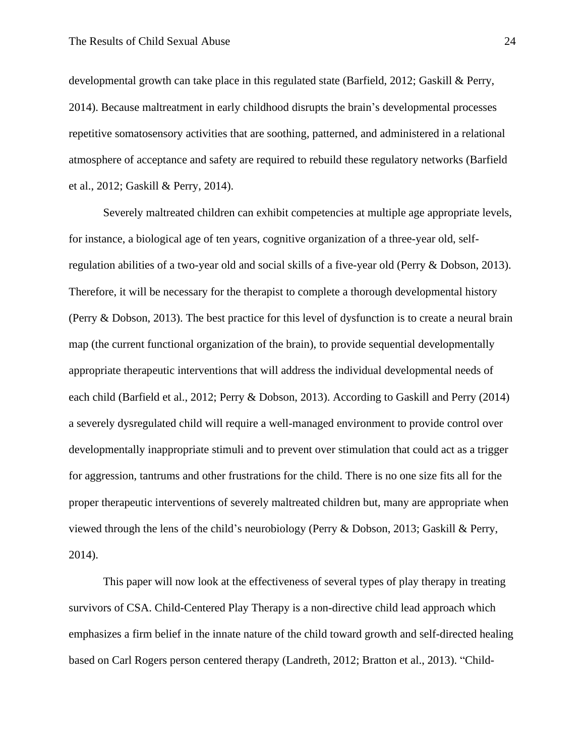developmental growth can take place in this regulated state (Barfield, 2012; Gaskill & Perry, 2014). Because maltreatment in early childhood disrupts the brain's developmental processes repetitive somatosensory activities that are soothing, patterned, and administered in a relational atmosphere of acceptance and safety are required to rebuild these regulatory networks (Barfield et al., 2012; Gaskill & Perry, 2014).

Severely maltreated children can exhibit competencies at multiple age appropriate levels, for instance, a biological age of ten years, cognitive organization of a three-year old, self-regulation abilities of a two-year old and social skills of a five-year old (Perry & Dobson, 2013). Therefore, it will be necessary for the therapist to complete a thorough developmental history (Perry & Dobson, 2013). The best practice for this level of dysfunction is to create a neural brain map (the current functional organization of the brain), to provide sequential developmentally appropriate therapeutic interventions that will address the individual developmental needs of each child (Barfield et al., 2012; Perry & Dobson, 2013). According to Gaskill and Perry (2014) a severely dysregulated child will require a well-managed environment to provide control over developmentally inappropriate stimuli and to prevent over stimulation that could act as a trigger for aggression, tantrums and other frustrations for the child. There is no one size fits all for the proper therapeutic interventions of severely maltreated children but, many are appropriate when viewed through the lens of the child's neurobiology (Perry & Dobson, 2013; Gaskill & Perry, 2014).

This paper will now look at the effectiveness of several types of play therapy in treating survivors of CSA. Child-Centered Play Therapy is a non-directive child lead approach which emphasizes a firm belief in the innate nature of the child toward growth and self-directed healing based on Carl Rogers person centered therapy (Landreth, 2012; Bratton et al., 2013). "Child-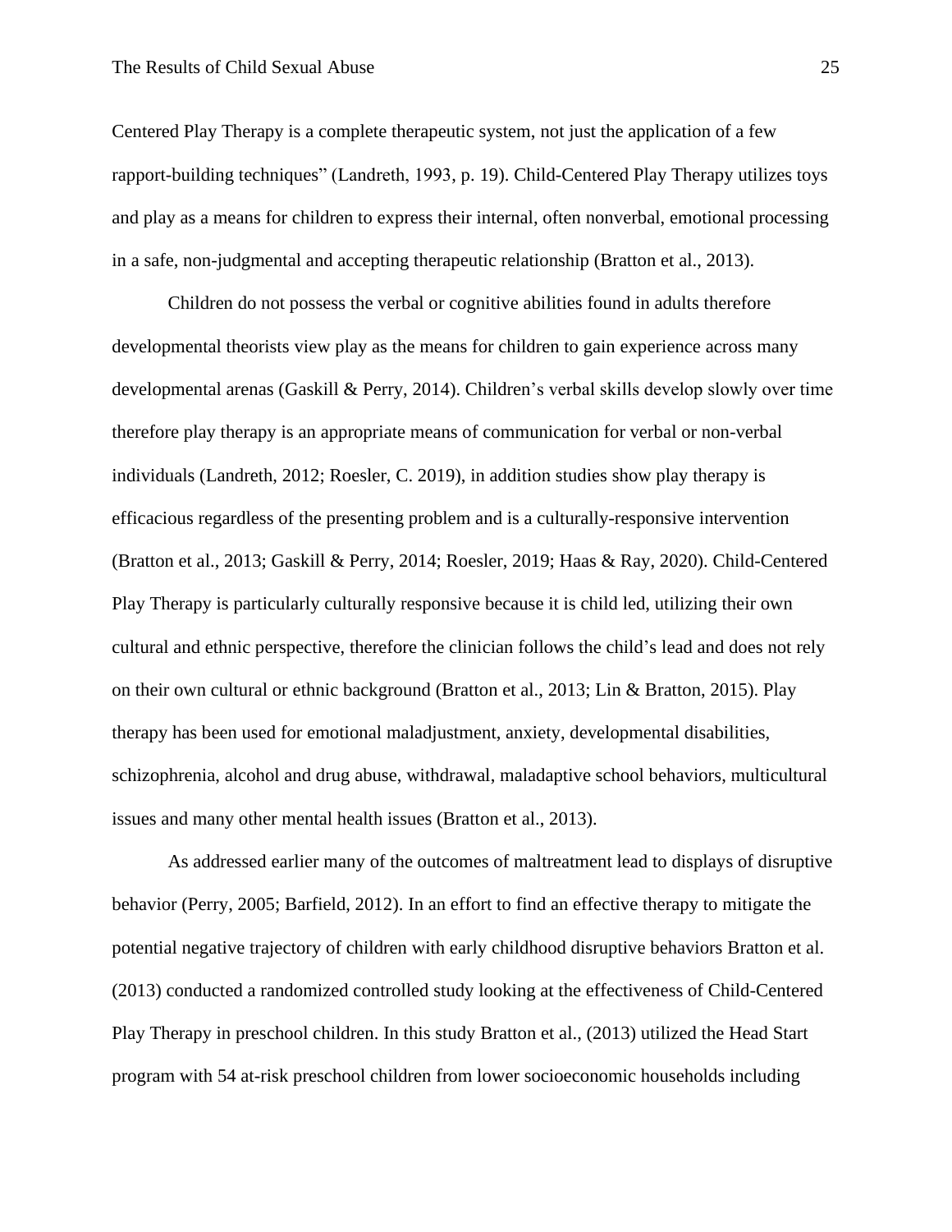Centered Play Therapy is a complete therapeutic system, not just the application of a few rapport-building techniques" (Landreth, 1993, p. 19). Child-Centered Play Therapy utilizes toys and play as a means for children to express their internal, often nonverbal, emotional processing in a safe, non-judgmental and accepting therapeutic relationship (Bratton et al., 2013).

Children do not possess the verbal or cognitive abilities found in adults therefore developmental theorists view play as the means for children to gain experience across many developmental arenas (Gaskill & Perry, 2014). Children's verbal skills develop slowly over time therefore play therapy is an appropriate means of communication for verbal or non-verbal individuals (Landreth, 2012; Roesler, C. 2019), in addition studies show play therapy is efficacious regardless of the presenting problem and is a culturally-responsive intervention (Bratton et al., 2013; Gaskill & Perry, 2014; Roesler, 2019; Haas & Ray, 2020). Child-Centered Play Therapy is particularly culturally responsive because it is child led, utilizing their own cultural and ethnic perspective, therefore the clinician follows the child's lead and does not rely on their own cultural or ethnic background (Bratton et al., 2013; Lin & Bratton, 2015). Play therapy has been used for emotional maladjustment, anxiety, developmental disabilities, schizophrenia, alcohol and drug abuse, withdrawal, maladaptive school behaviors, multicultural issues and many other mental health issues (Bratton et al., 2013).

As addressed earlier many of the outcomes of maltreatment lead to displays of disruptive behavior (Perry, 2005; Barfield, 2012). In an effort to find an effective therapy to mitigate the potential negative trajectory of children with early childhood disruptive behaviors Bratton et al. (2013) conducted a randomized controlled study looking at the effectiveness of Child-Centered Play Therapy in preschool children. In this study Bratton et al., (2013) utilized the Head Start program with 54 at-risk preschool children from lower socioeconomic households including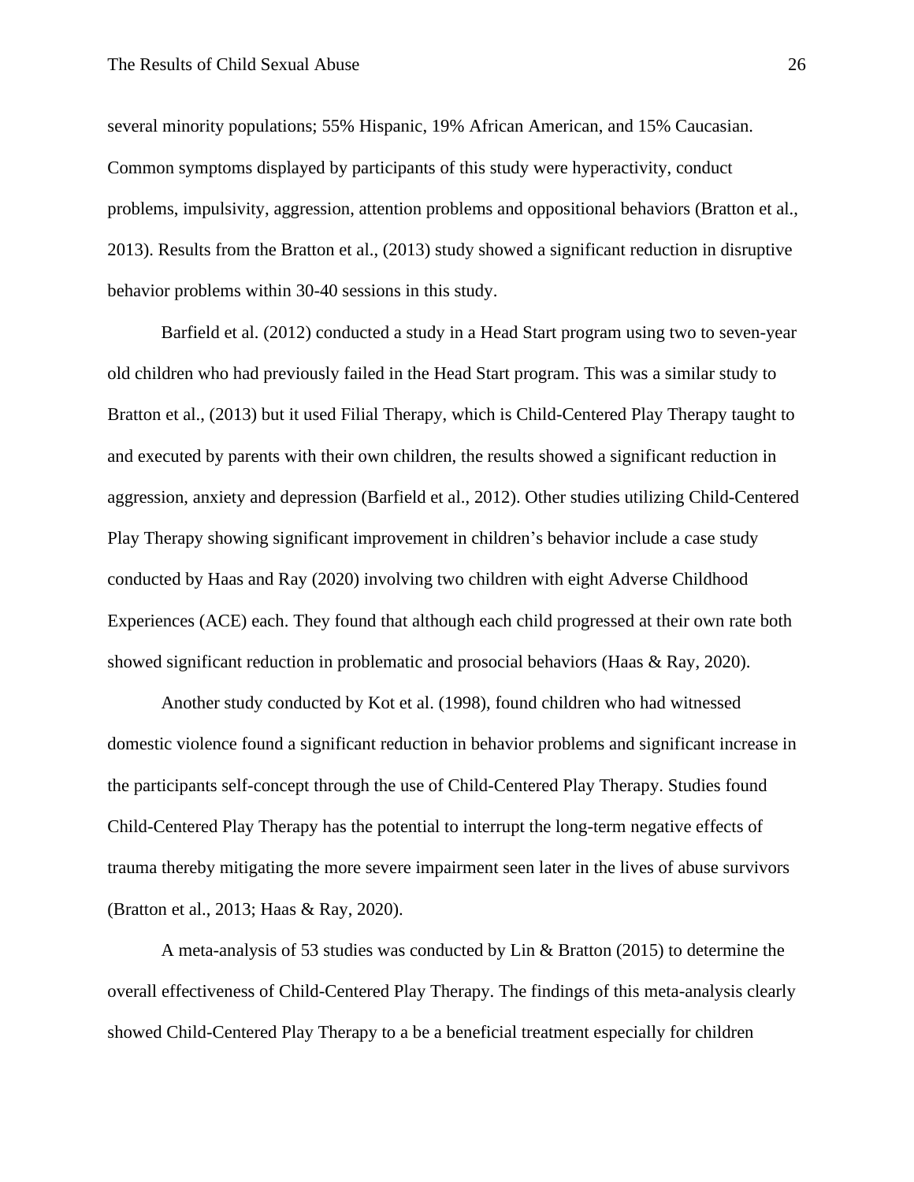several minority populations; 55% Hispanic, 19% African American, and 15% Caucasian. Common symptoms displayed by participants of this study were hyperactivity, conduct problems, impulsivity, aggression, attention problems and oppositional behaviors (Bratton et al., 2013). Results from the Bratton et al., (2013) study showed a significant reduction in disruptive behavior problems within 30-40 sessions in this study.

Barfield et al. (2012) conducted a study in a Head Start program using two to seven-year old children who had previously failed in the Head Start program. This was a similar study to Bratton et al., (2013) but it used Filial Therapy, which is Child-Centered Play Therapy taught to and executed by parents with their own children, the results showed a significant reduction in aggression, anxiety and depression (Barfield et al., 2012). Other studies utilizing Child-Centered Play Therapy showing significant improvement in children's behavior include a case study conducted by Haas and Ray (2020) involving two children with eight Adverse Childhood Experiences (ACE) each. They found that although each child progressed at their own rate both showed significant reduction in problematic and prosocial behaviors (Haas & Ray, 2020).

Another study conducted by Kot et al. (1998), found children who had witnessed domestic violence found a significant reduction in behavior problems and significant increase in the participants self-concept through the use of Child-Centered Play Therapy. Studies found Child-Centered Play Therapy has the potential to interrupt the long-term negative effects of trauma thereby mitigating the more severe impairment seen later in the lives of abuse survivors (Bratton et al., 2013; Haas & Ray, 2020).

A meta-analysis of 53 studies was conducted by Lin & Bratton (2015) to determine the overall effectiveness of Child-Centered Play Therapy. The findings of this meta-analysis clearly showed Child-Centered Play Therapy to a be a beneficial treatment especially for children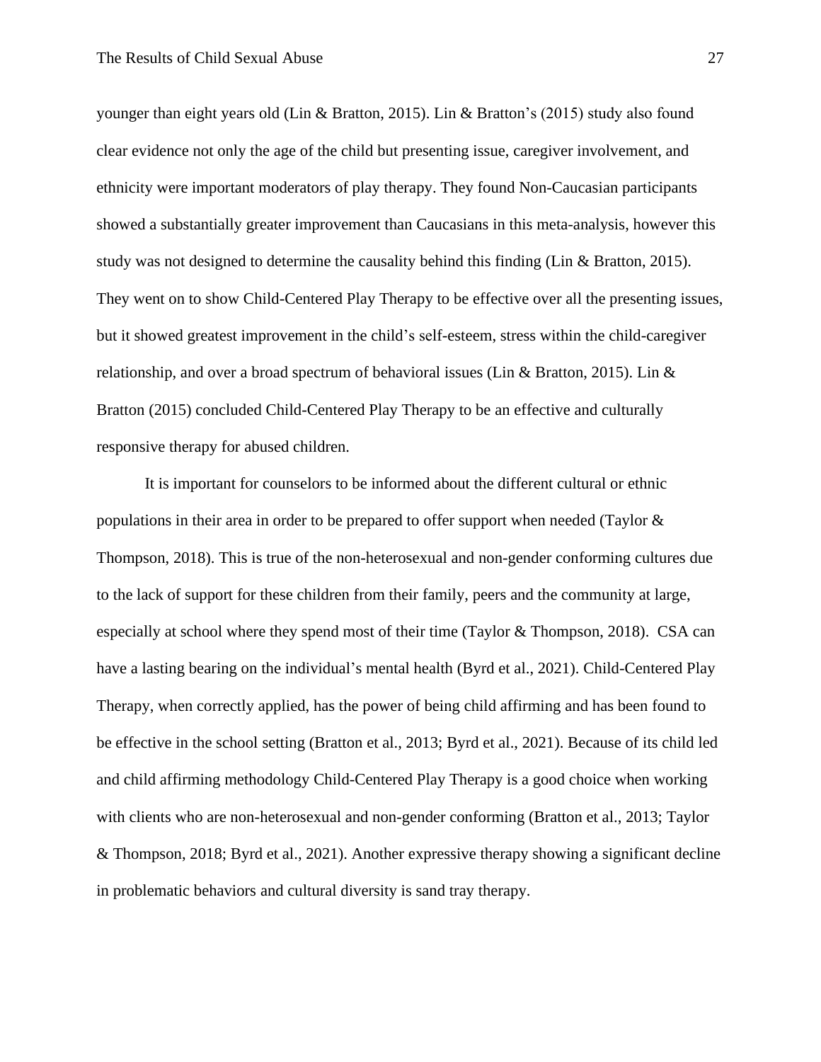younger than eight years old (Lin & Bratton, 2015). Lin & Bratton's (2015) study also found clear evidence not only the age of the child but presenting issue, caregiver involvement, and ethnicity were important moderators of play therapy. They found Non-Caucasian participants showed a substantially greater improvement than Caucasians in this meta-analysis, however this study was not designed to determine the causality behind this finding (Lin & Bratton, 2015). They went on to show Child-Centered Play Therapy to be effective over all the presenting issues, but it showed greatest improvement in the child's self-esteem, stress within the child-caregiver relationship, and over a broad spectrum of behavioral issues (Lin & Bratton, 2015). Lin & Bratton (2015) concluded Child-Centered Play Therapy to be an effective and culturally responsive therapy for abused children.

It is important for counselors to be informed about the different cultural or ethnic populations in their area in order to be prepared to offer support when needed (Taylor & Thompson, 2018). This is true of the non-heterosexual and non-gender conforming cultures due to the lack of support for these children from their family, peers and the community at large, especially at school where they spend most of their time (Taylor & Thompson, 2018). CSA can have a lasting bearing on the individual's mental health (Byrd et al., 2021). Child-Centered Play Therapy, when correctly applied, has the power of being child affirming and has been found to be effective in the school setting (Bratton et al., 2013; Byrd et al., 2021). Because of its child led and child affirming methodology Child-Centered Play Therapy is a good choice when working with clients who are non-heterosexual and non-gender conforming (Bratton et al., 2013; Taylor & Thompson, 2018; Byrd et al., 2021). Another expressive therapy showing a significant decline in problematic behaviors and cultural diversity is sand tray therapy.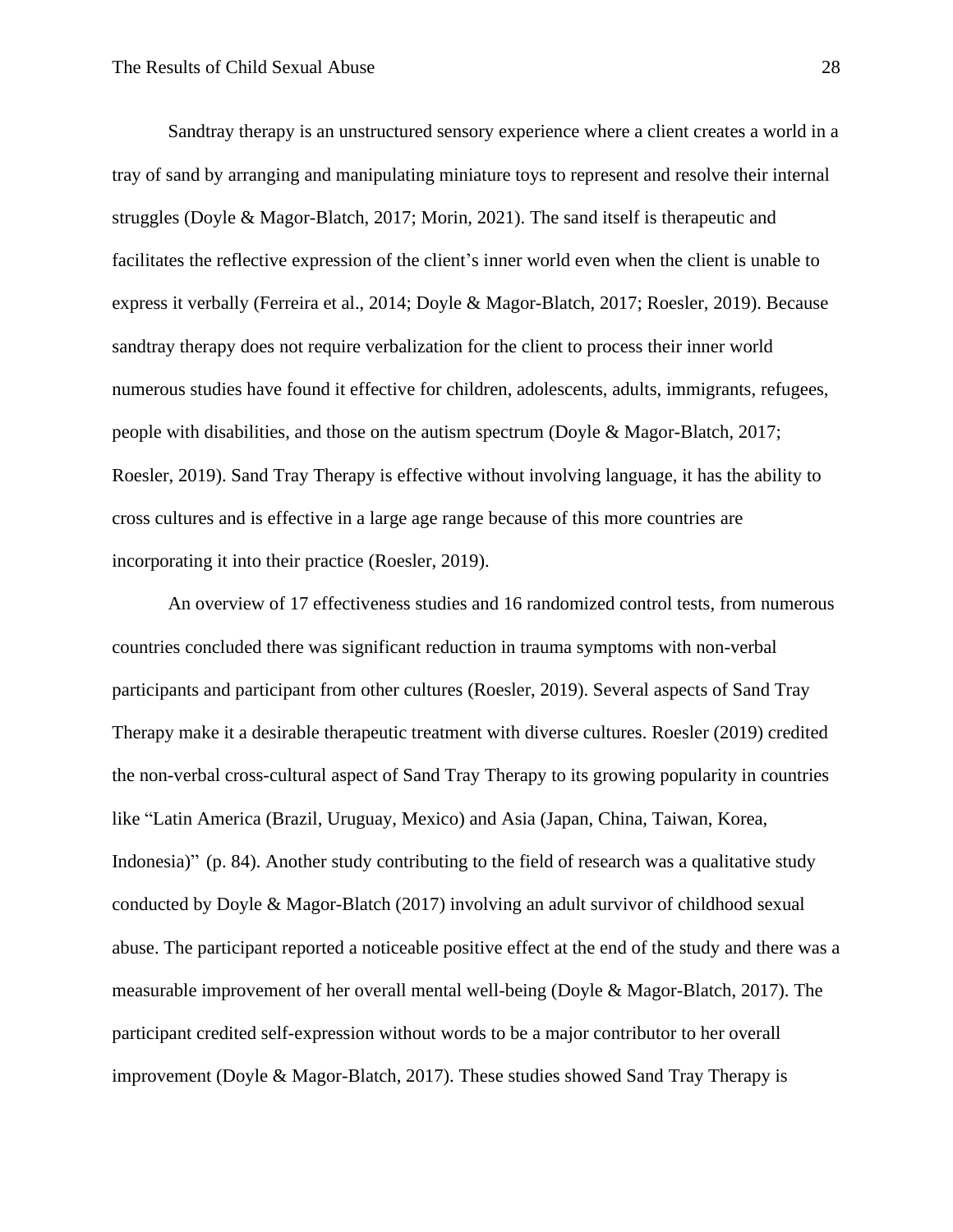Sandtray therapy is an unstructured sensory experience where a client creates a world in a tray of sand by arranging and manipulating miniature toys to represent and resolve their internal struggles (Doyle & Magor-Blatch, 2017; Morin, 2021). The sand itself is therapeutic and facilitates the reflective expression of the client's inner world even when the client is unable to express it verbally (Ferreira et al., 2014; Doyle & Magor-Blatch, 2017; Roesler, 2019). Because sandtray therapy does not require verbalization for the client to process their inner world numerous studies have found it effective for children, adolescents, adults, immigrants, refugees, people with disabilities, and those on the autism spectrum (Doyle & Magor-Blatch, 2017; Roesler, 2019). Sand Tray Therapy is effective without involving language, it has the ability to cross cultures and is effective in a large age range because of this more countries are incorporating it into their practice (Roesler, 2019).

An overview of 17 effectiveness studies and 16 randomized control tests, from numerous countries concluded there was significant reduction in trauma symptoms with non-verbal participants and participant from other cultures (Roesler, 2019). Several aspects of Sand Tray Therapy make it a desirable therapeutic treatment with diverse cultures. Roesler (2019) credited the non-verbal cross-cultural aspect of Sand Tray Therapy to its growing popularity in countries like "Latin America (Brazil, Uruguay, Mexico) and Asia (Japan, China, Taiwan, Korea, Indonesia)" (p. 84). Another study contributing to the field of research was a qualitative study conducted by Doyle & Magor-Blatch (2017) involving an adult survivor of childhood sexual abuse. The participant reported a noticeable positive effect at the end of the study and there was a measurable improvement of her overall mental well-being (Doyle & Magor-Blatch, 2017). The participant credited self-expression without words to be a major contributor to her overall improvement (Doyle & Magor-Blatch, 2017). These studies showed Sand Tray Therapy is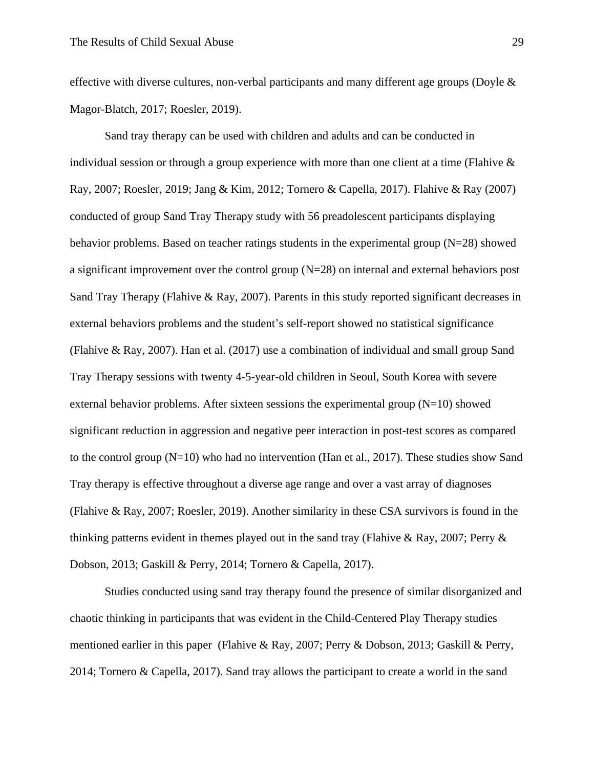effective with diverse cultures, non-verbal participants and many different age groups (Doyle & Magor-Blatch, 2017; Roesler, 2019).

Sand tray therapy can be used with children and adults and can be conducted in individual session or through a group experience with more than one client at a time (Flahive & Ray, 2007; Roesler, 2019; Jang & Kim, 2012; Tornero & Capella, 2017). Flahive & Ray (2007) conducted of group Sand Tray Therapy study with 56 preadolescent participants displaying behavior problems. Based on teacher ratings students in the experimental group (N=28) showed a significant improvement over the control group (N=28) on internal and external behaviors post Sand Tray Therapy (Flahive & Ray, 2007). Parents in this study reported significant decreases in external behaviors problems and the student's self-report showed no statistical significance (Flahive & Ray, 2007). Han et al. (2017) use a combination of individual and small group Sand Tray Therapy sessions with twenty 4-5-year-old children in Seoul, South Korea with severe external behavior problems. After sixteen sessions the experimental group (N=10) showed significant reduction in aggression and negative peer interaction in post-test scores as compared to the control group (N=10) who had no intervention (Han et al., 2017). These studies show Sand Tray therapy is effective throughout a diverse age range and over a vast array of diagnoses (Flahive & Ray, 2007; Roesler, 2019). Another similarity in these CSA survivors is found in the thinking patterns evident in themes played out in the sand tray (Flahive & Ray, 2007; Perry & Dobson, 2013; Gaskill & Perry, 2014; Tornero & Capella, 2017).

Studies conducted using sand tray therapy found the presence of similar disorganized and chaotic thinking in participants that was evident in the Child-Centered Play Therapy studies mentioned earlier in this paper (Flahive & Ray, 2007; Perry & Dobson, 2013; Gaskill & Perry, 2014; Tornero & Capella, 2017). Sand tray allows the participant to create a world in the sand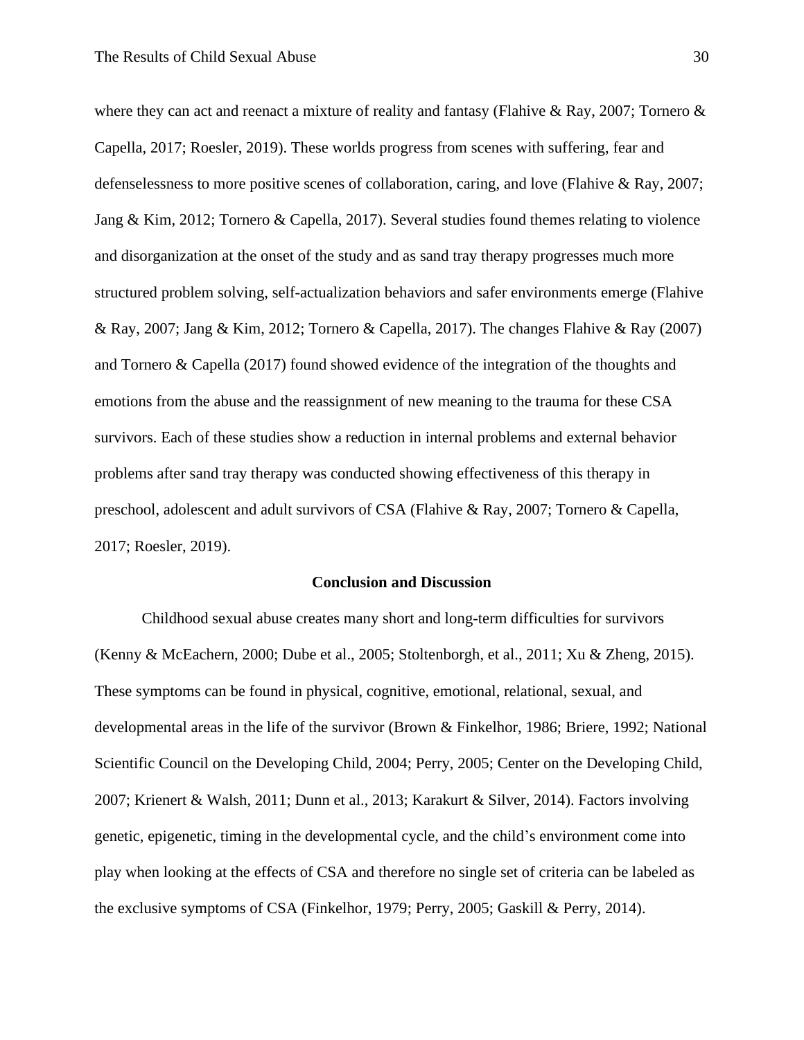where they can act and reenact a mixture of reality and fantasy (Flahive & Ray, 2007; Tornero & Capella, 2017; Roesler, 2019). These worlds progress from scenes with suffering, fear and defenselessness to more positive scenes of collaboration, caring, and love (Flahive & Ray, 2007; Jang & Kim, 2012; Tornero & Capella, 2017). Several studies found themes relating to violence and disorganization at the onset of the study and as sand tray therapy progresses much more structured problem solving, self-actualization behaviors and safer environments emerge (Flahive & Ray, 2007; Jang & Kim, 2012; Tornero & Capella, 2017). The changes Flahive & Ray (2007) and Tornero & Capella (2017) found showed evidence of the integration of the thoughts and emotions from the abuse and the reassignment of new meaning to the trauma for these CSA survivors. Each of these studies show a reduction in internal problems and external behavior problems after sand tray therapy was conducted showing effectiveness of this therapy in preschool, adolescent and adult survivors of CSA (Flahive & Ray, 2007; Tornero & Capella, 2017; Roesler, 2019).

## Conclusion and Discussion

Childhood sexual abuse creates many short and long-term difficulties for survivors (Kenny & McEachern, 2000; Dube et al., 2005; Stoltenborgh, et al., 2011; Xu & Zheng, 2015). These symptoms can be found in physical, cognitive, emotional, relational, sexual, and developmental areas in the life of the survivor (Brown & Finkelhor, 1986; Briere, 1992; National Scientific Council on the Developing Child, 2004; Perry, 2005; Center on the Developing Child, 2007; Krienert & Walsh, 2011; Dunn et al., 2013; Karakurt & Silver, 2014). Factors involving genetic, epigenetic, timing in the developmental cycle, and the child's environment come into play when looking at the effects of CSA and therefore no single set of criteria can be labeled as the exclusive symptoms of CSA (Finkelhor, 1979; Perry, 2005; Gaskill & Perry, 2014).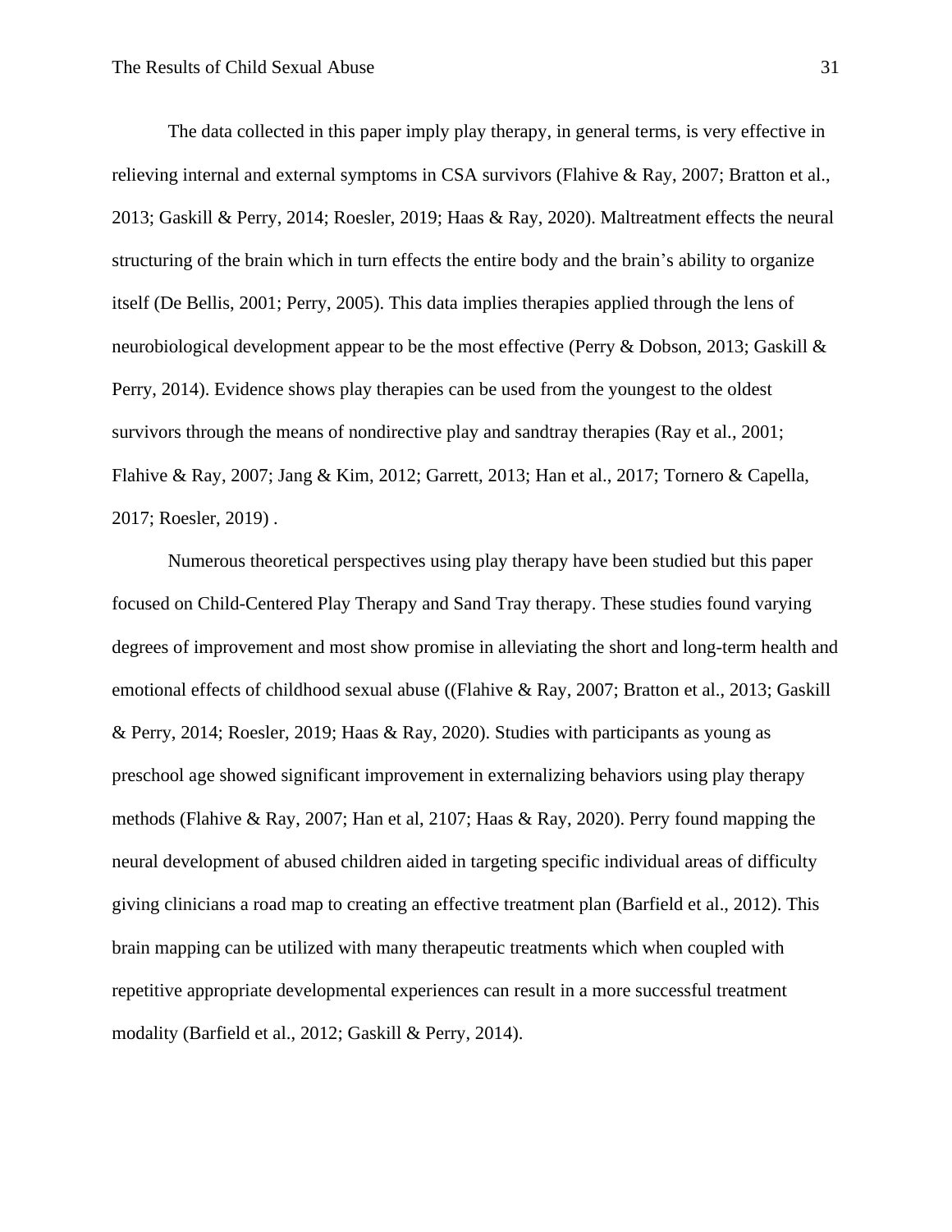The data collected in this paper imply play therapy, in general terms, is very effective in relieving internal and external symptoms in CSA survivors (Flahive & Ray, 2007; Bratton et al., 2013; Gaskill & Perry, 2014; Roesler, 2019; Haas & Ray, 2020). Maltreatment effects the neural structuring of the brain which in turn effects the entire body and the brain's ability to organize itself (De Bellis, 2001; Perry, 2005). This data implies therapies applied through the lens of neurobiological development appear to be the most effective (Perry & Dobson, 2013; Gaskill & Perry, 2014). Evidence shows play therapies can be used from the youngest to the oldest survivors through the means of nondirective play and sandtray therapies (Ray et al., 2001; Flahive & Ray, 2007; Jang & Kim, 2012; Garrett, 2013; Han et al., 2017; Tornero & Capella, 2017; Roesler, 2019) .

Numerous theoretical perspectives using play therapy have been studied but this paper focused on Child-Centered Play Therapy and Sand Tray therapy. These studies found varying degrees of improvement and most show promise in alleviating the short and long-term health and emotional effects of childhood sexual abuse ((Flahive & Ray, 2007; Bratton et al., 2013; Gaskill & Perry, 2014; Roesler, 2019; Haas & Ray, 2020). Studies with participants as young as preschool age showed significant improvement in externalizing behaviors using play therapy methods (Flahive & Ray, 2007; Han et al, 2107; Haas & Ray, 2020). Perry found mapping the neural development of abused children aided in targeting specific individual areas of difficulty giving clinicians a road map to creating an effective treatment plan (Barfield et al., 2012). This brain mapping can be utilized with many therapeutic treatments which when coupled with repetitive appropriate developmental experiences can result in a more successful treatment modality (Barfield et al., 2012; Gaskill & Perry, 2014).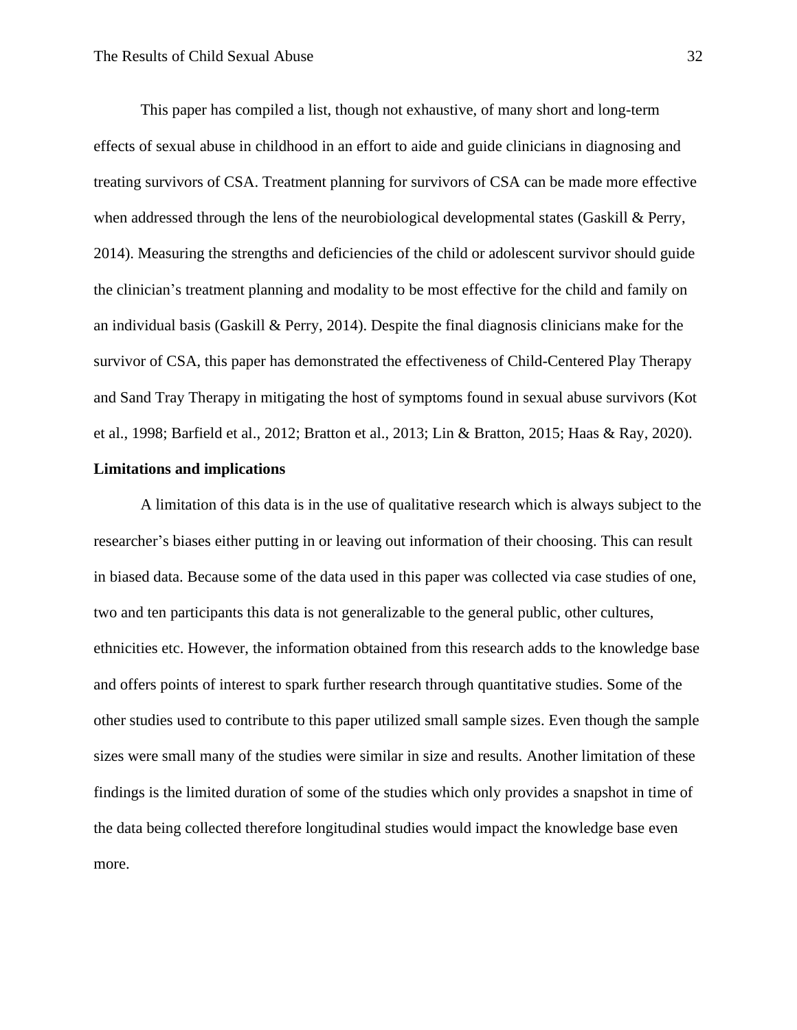This paper has compiled a list, though not exhaustive, of many short and long-term effects of sexual abuse in childhood in an effort to aide and guide clinicians in diagnosing and treating survivors of CSA. Treatment planning for survivors of CSA can be made more effective when addressed through the lens of the neurobiological developmental states (Gaskill & Perry, 2014). Measuring the strengths and deficiencies of the child or adolescent survivor should guide the clinician's treatment planning and modality to be most effective for the child and family on an individual basis (Gaskill & Perry, 2014). Despite the final diagnosis clinicians make for the survivor of CSA, this paper has demonstrated the effectiveness of Child-Centered Play Therapy and Sand Tray Therapy in mitigating the host of symptoms found in sexual abuse survivors (Kot et al., 1998; Barfield et al., 2012; Bratton et al., 2013; Lin & Bratton, 2015; Haas & Ray, 2020).

**Limitations and implications**

A limitation of this data is in the use of qualitative research which is always subject to the researcher's biases either putting in or leaving out information of their choosing. This can result in biased data. Because some of the data used in this paper was collected via case studies of one, two and ten participants this data is not generalizable to the general public, other cultures, ethnicities etc. However, the information obtained from this research adds to the knowledge base and offers points of interest to spark further research through quantitative studies. Some of the other studies used to contribute to this paper utilized small sample sizes. Even though the sample sizes were small many of the studies were similar in size and results. Another limitation of these findings is the limited duration of some of the studies which only provides a snapshot in time of the data being collected therefore longitudinal studies would impact the knowledge base even more.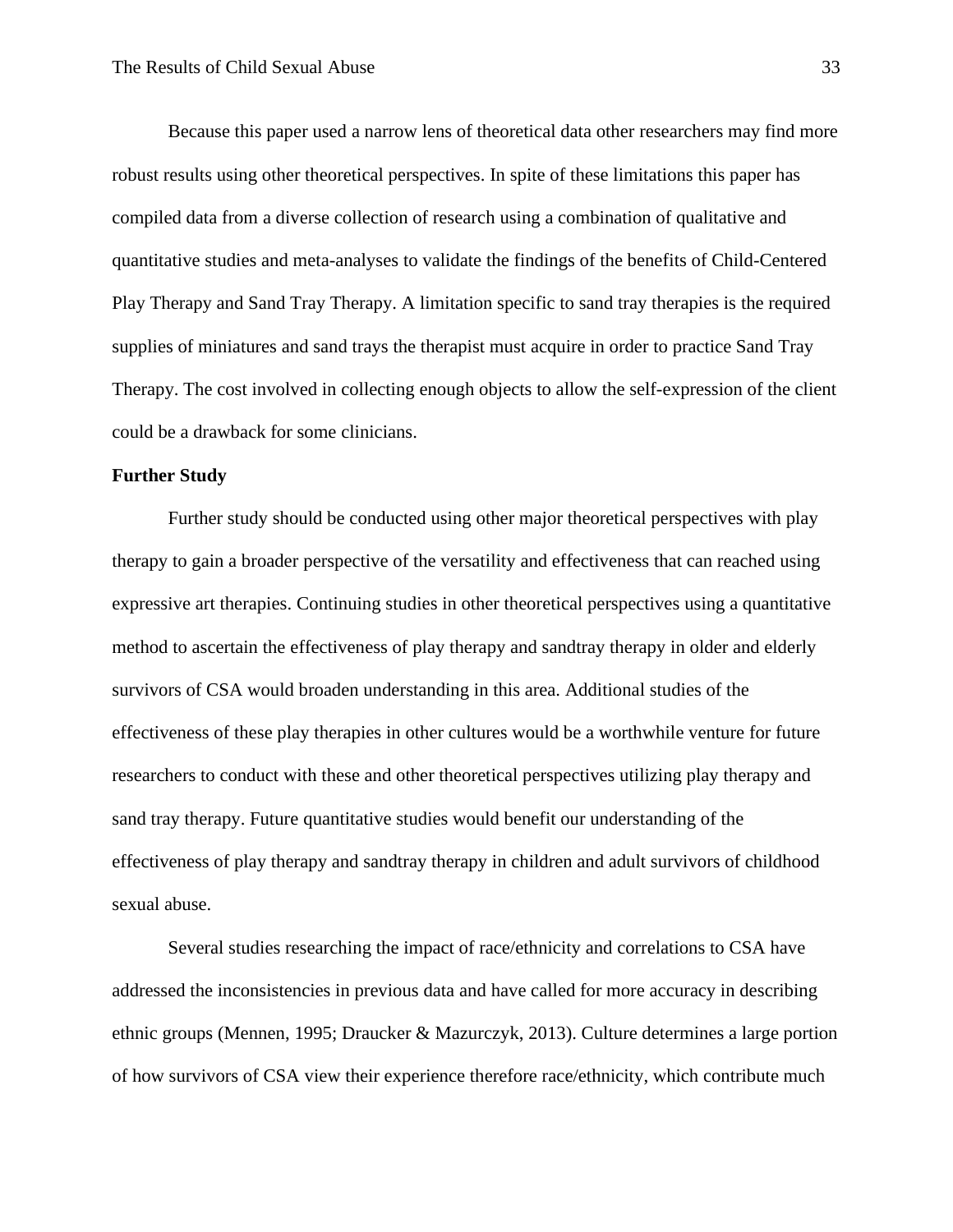Because this paper used a narrow lens of theoretical data other researchers may find more robust results using other theoretical perspectives. In spite of these limitations this paper has compiled data from a diverse collection of research using a combination of qualitative and quantitative studies and meta-analyses to validate the findings of the benefits of Child-Centered Play Therapy and Sand Tray Therapy. A limitation specific to sand tray therapies is the required supplies of miniatures and sand trays the therapist must acquire in order to practice Sand Tray Therapy. The cost involved in collecting enough objects to allow the self-expression of the client could be a drawback for some clinicians.

**Further Study**

Further study should be conducted using other major theoretical perspectives with play therapy to gain a broader perspective of the versatility and effectiveness that can reached using expressive art therapies. Continuing studies in other theoretical perspectives using a quantitative method to ascertain the effectiveness of play therapy and sandtray therapy in older and elderly survivors of CSA would broaden understanding in this area. Additional studies of the effectiveness of these play therapies in other cultures would be a worthwhile venture for future researchers to conduct with these and other theoretical perspectives utilizing play therapy and sand tray therapy. Future quantitative studies would benefit our understanding of the effectiveness of play therapy and sandtray therapy in children and adult survivors of childhood sexual abuse.

Several studies researching the impact of race/ethnicity and correlations to CSA have addressed the inconsistencies in previous data and have called for more accuracy in describing ethnic groups (Mennen, 1995; Draucker & Mazurczyk, 2013). Culture determines a large portion of how survivors of CSA view their experience therefore race/ethnicity, which contribute much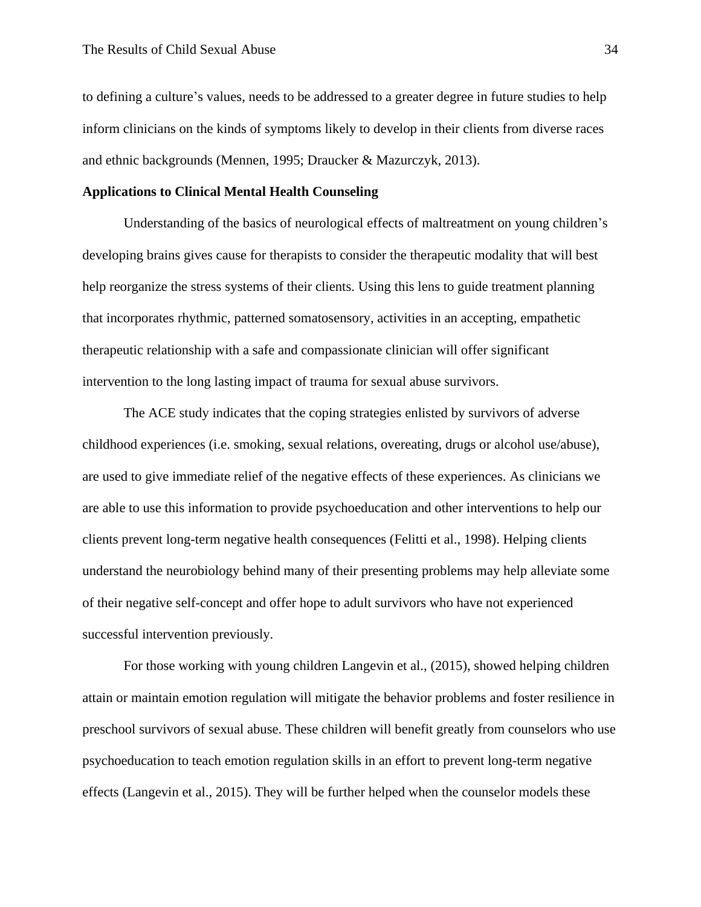to defining a culture's values, needs to be addressed to a greater degree in future studies to help inform clinicians on the kinds of symptoms likely to develop in their clients from diverse races and ethnic backgrounds (Mennen, 1995; Draucker & Mazurczyk, 2013).

**Applications to Clinical Mental Health Counseling**

Understanding of the basics of neurological effects of maltreatment on young children's developing brains gives cause for therapists to consider the therapeutic modality that will best help reorganize the stress systems of their clients. Using this lens to guide treatment planning that incorporates rhythmic, patterned somatosensory, activities in an accepting, empathetic therapeutic relationship with a safe and compassionate clinician will offer significant intervention to the long lasting impact of trauma for sexual abuse survivors.

The ACE study indicates that the coping strategies enlisted by survivors of adverse childhood experiences (i.e. smoking, sexual relations, overeating, drugs or alcohol use/abuse), are used to give immediate relief of the negative effects of these experiences. As clinicians we are able to use this information to provide psychoeducation and other interventions to help our clients prevent long-term negative health consequences (Felitti et al., 1998). Helping clients understand the neurobiology behind many of their presenting problems may help alleviate some of their negative self-concept and offer hope to adult survivors who have not experienced successful intervention previously.

For those working with young children Langevin et al., (2015), showed helping children attain or maintain emotion regulation will mitigate the behavior problems and foster resilience in preschool survivors of sexual abuse. These children will benefit greatly from counselors who use psychoeducation to teach emotion regulation skills in an effort to prevent long-term negative effects (Langevin et al., 2015). They will be further helped when the counselor models these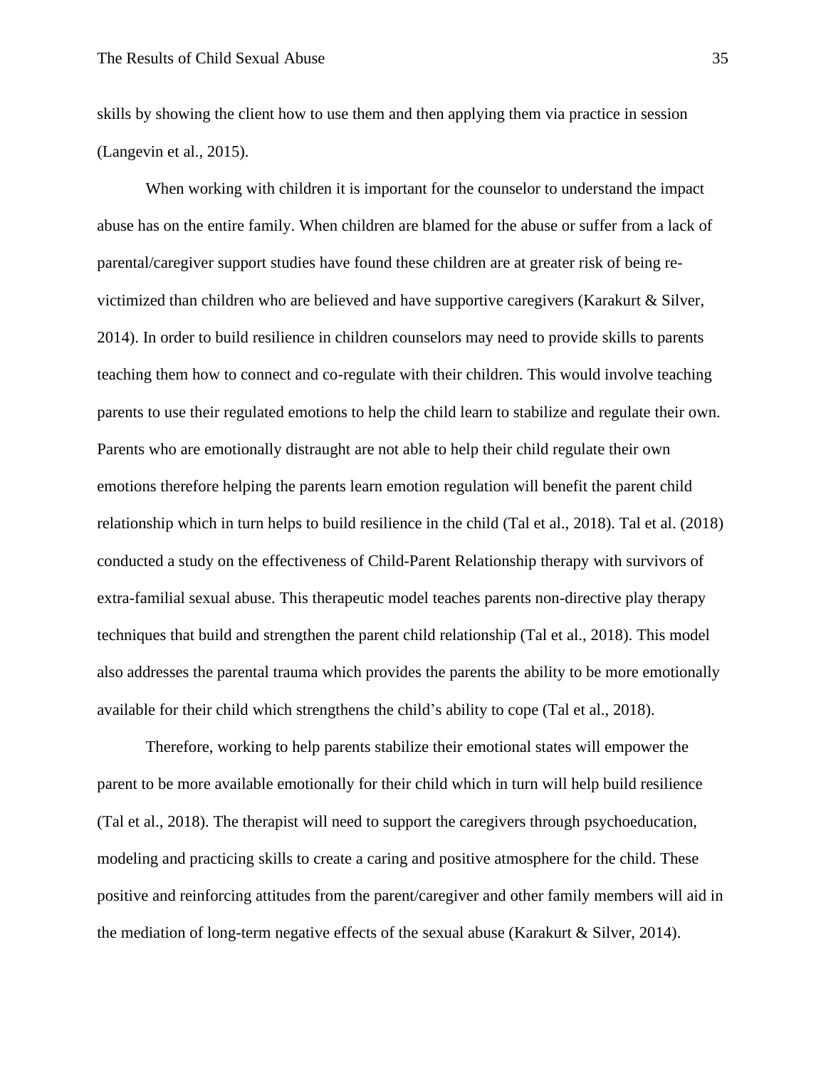skills by showing the client how to use them and then applying them via practice in session (Langevin et al., 2015).

When working with children it is important for the counselor to understand the impact abuse has on the entire family. When children are blamed for the abuse or suffer from a lack of parental/caregiver support studies have found these children are at greater risk of being re-victimized than children who are believed and have supportive caregivers (Karakurt & Silver, 2014). In order to build resilience in children counselors may need to provide skills to parents teaching them how to connect and co-regulate with their children. This would involve teaching parents to use their regulated emotions to help the child learn to stabilize and regulate their own. Parents who are emotionally distraught are not able to help their child regulate their own emotions therefore helping the parents learn emotion regulation will benefit the parent child relationship which in turn helps to build resilience in the child (Tal et al., 2018). Tal et al. (2018) conducted a study on the effectiveness of Child-Parent Relationship therapy with survivors of extra-familial sexual abuse. This therapeutic model teaches parents non-directive play therapy techniques that build and strengthen the parent child relationship (Tal et al., 2018). This model also addresses the parental trauma which provides the parents the ability to be more emotionally available for their child which strengthens the child's ability to cope (Tal et al., 2018).

Therefore, working to help parents stabilize their emotional states will empower the parent to be more available emotionally for their child which in turn will help build resilience (Tal et al., 2018). The therapist will need to support the caregivers through psychoeducation, modeling and practicing skills to create a caring and positive atmosphere for the child. These positive and reinforcing attitudes from the parent/caregiver and other family members will aid in the mediation of long-term negative effects of the sexual abuse (Karakurt & Silver, 2014).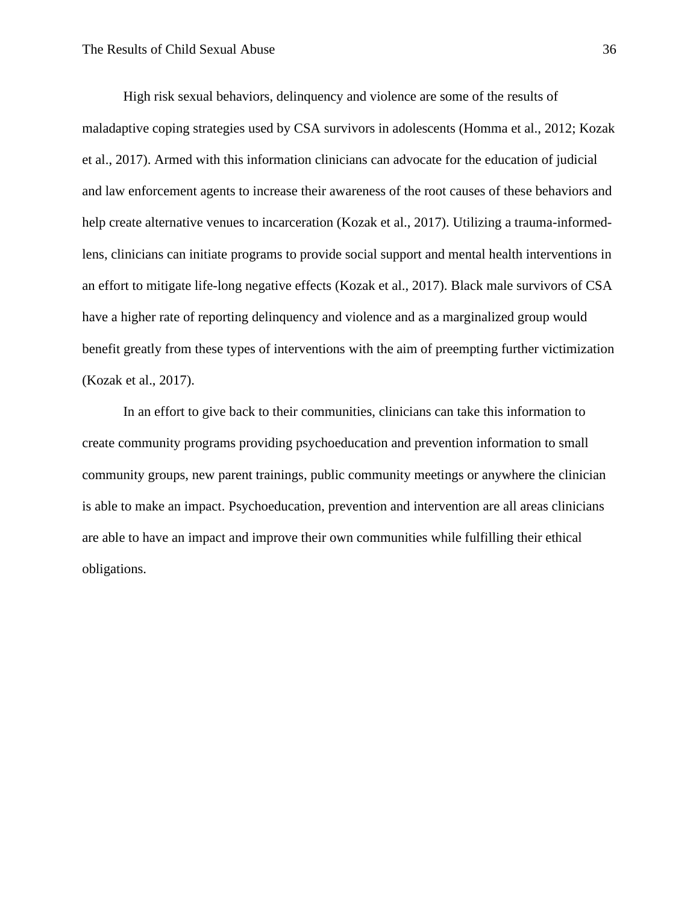High risk sexual behaviors, delinquency and violence are some of the results of maladaptive coping strategies used by CSA survivors in adolescents (Homma et al., 2012; Kozak et al., 2017). Armed with this information clinicians can advocate for the education of judicial and law enforcement agents to increase their awareness of the root causes of these behaviors and help create alternative venues to incarceration (Kozak et al., 2017). Utilizing a trauma-informed-lens, clinicians can initiate programs to provide social support and mental health interventions in an effort to mitigate life-long negative effects (Kozak et al., 2017). Black male survivors of CSA have a higher rate of reporting delinquency and violence and as a marginalized group would benefit greatly from these types of interventions with the aim of preempting further victimization (Kozak et al., 2017).

In an effort to give back to their communities, clinicians can take this information to create community programs providing psychoeducation and prevention information to small community groups, new parent trainings, public community meetings or anywhere the clinician is able to make an impact. Psychoeducation, prevention and intervention are all areas clinicians are able to have an impact and improve their own communities while fulfilling their ethical obligations.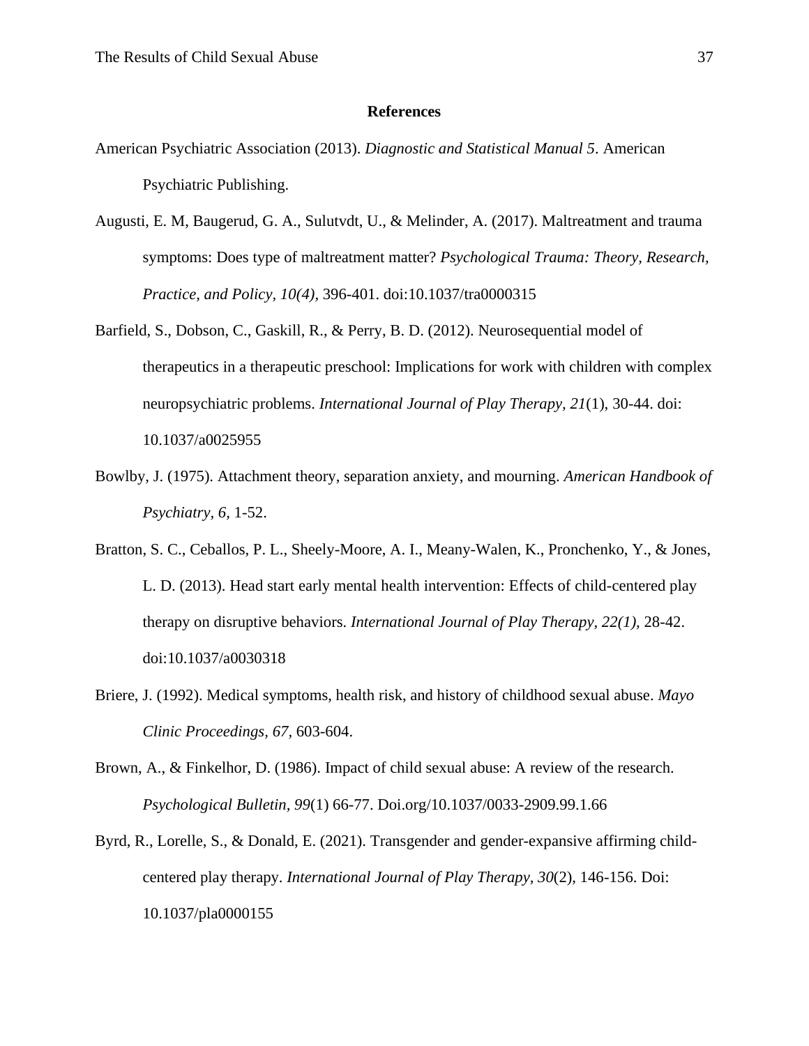## References

American Psychiatric Association (2013). *Diagnostic and Statistical Manual 5*. American Psychiatric Publishing.

Augusti, E. M, Baugerud, G. A., Sulutvdt, U., & Melinder, A. (2017). Maltreatment and trauma symptoms: Does type of maltreatment matter? *Psychological Trauma: Theory, Research, Practice, and Policy, 10(4),* 396-401. doi:10.1037/tra0000315

Barfield, S., Dobson, C., Gaskill, R., & Perry, B. D. (2012). Neurosequential model of therapeutics in a therapeutic preschool: Implications for work with children with complex neuropsychiatric problems. *International Journal of Play Therapy, 21*(1), 30-44. doi: 10.1037/a0025955

Bowlby, J. (1975). Attachment theory, separation anxiety, and mourning. *American Handbook of Psychiatry, 6,* 1-52.

Bratton, S. C., Ceballos, P. L., Sheely-Moore, A. I., Meany-Walen, K., Pronchenko, Y., & Jones, L. D. (2013). Head start early mental health intervention: Effects of child-centered play therapy on disruptive behaviors. *International Journal of Play Therapy, 22(1),* 28-42. doi:10.1037/a0030318

Briere, J. (1992). Medical symptoms, health risk, and history of childhood sexual abuse. *Mayo Clinic Proceedings, 67,* 603-604.

Brown, A., & Finkelhor, D. (1986). Impact of child sexual abuse: A review of the research. *Psychological Bulletin, 99*(1) 66-77. Doi.org/10.1037/0033-2909.99.1.66

Byrd, R., Lorelle, S., & Donald, E. (2021). Transgender and gender-expansive affirming child-centered play therapy. *International Journal of Play Therapy, 30*(2), 146-156. Doi: 10.1037/pla0000155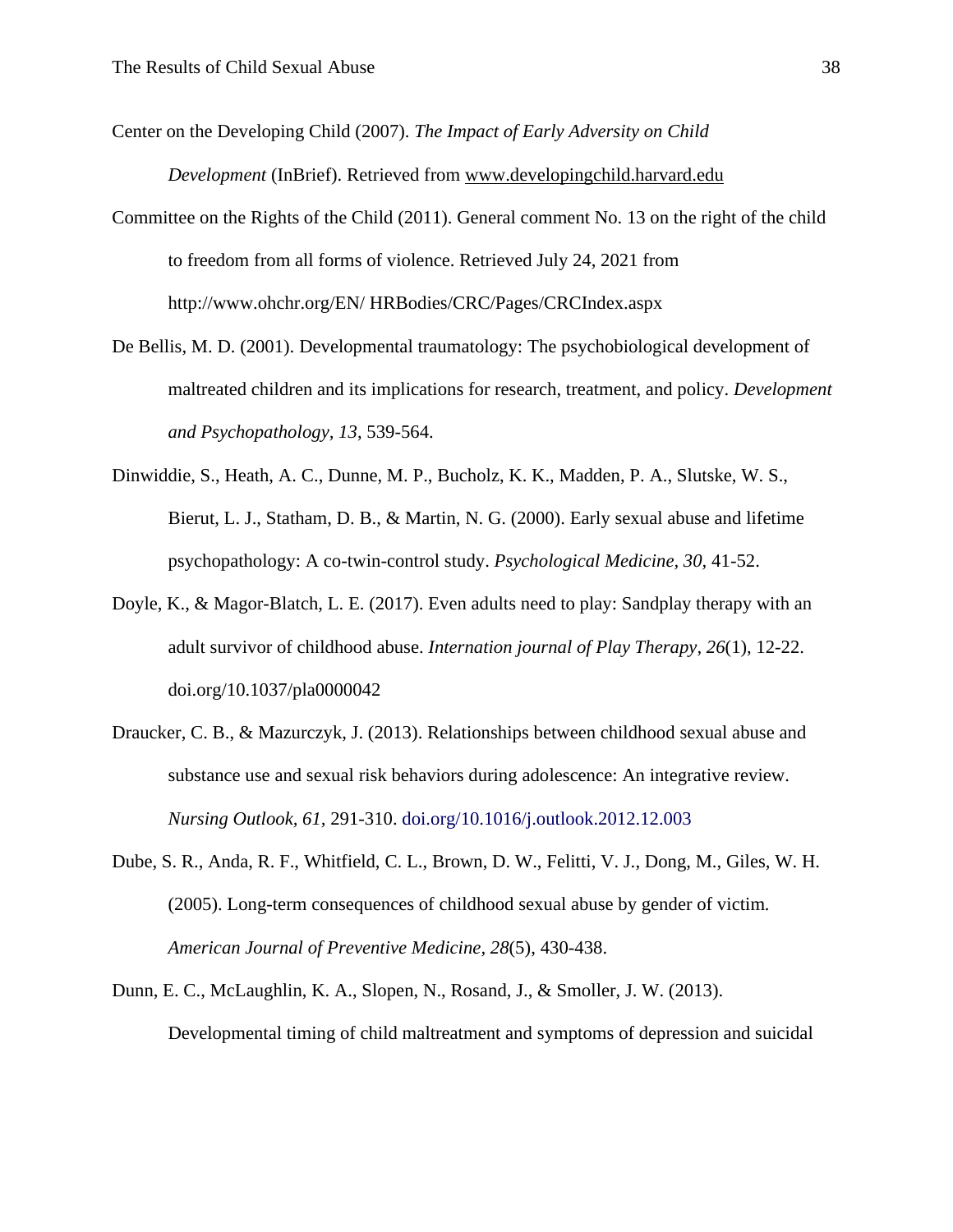Center on the Developing Child (2007). *The Impact of Early Adversity on Child Development* (InBrief). Retrieved from www.developingchild.harvard.edu

Committee on the Rights of the Child (2011). General comment No. 13 on the right of the child to freedom from all forms of violence. Retrieved July 24, 2021 from http://www.ohchr.org/EN/ HRBodies/CRC/Pages/CRCIndex.aspx

De Bellis, M. D. (2001). Developmental traumatology: The psychobiological development of maltreated children and its implications for research, treatment, and policy. *Development and Psychopathology, 13,* 539-564.

Dinwiddie, S., Heath, A. C., Dunne, M. P., Bucholz, K. K., Madden, P. A., Slutske, W. S., Bierut, L. J., Statham, D. B., & Martin, N. G. (2000). Early sexual abuse and lifetime psychopathology: A co-twin-control study. *Psychological Medicine, 30,* 41-52.

Doyle, K., & Magor-Blatch, L. E. (2017). Even adults need to play: Sandplay therapy with an adult survivor of childhood abuse. *Internation journal of Play Therapy, 26*(1), 12-22. doi.org/10.1037/pla0000042

Draucker, C. B., & Mazurczyk, J. (2013). Relationships between childhood sexual abuse and substance use and sexual risk behaviors during adolescence: An integrative review. *Nursing Outlook, 61,* 291-310. doi.org/10.1016/j.outlook.2012.12.003

Dube, S. R., Anda, R. F., Whitfield, C. L., Brown, D. W., Felitti, V. J., Dong, M., Giles, W. H. (2005). Long-term consequences of childhood sexual abuse by gender of victim. *American Journal of Preventive Medicine, 28*(5), 430-438.

Dunn, E. C., McLaughlin, K. A., Slopen, N., Rosand, J., & Smoller, J. W. (2013). Developmental timing of child maltreatment and symptoms of depression and suicidal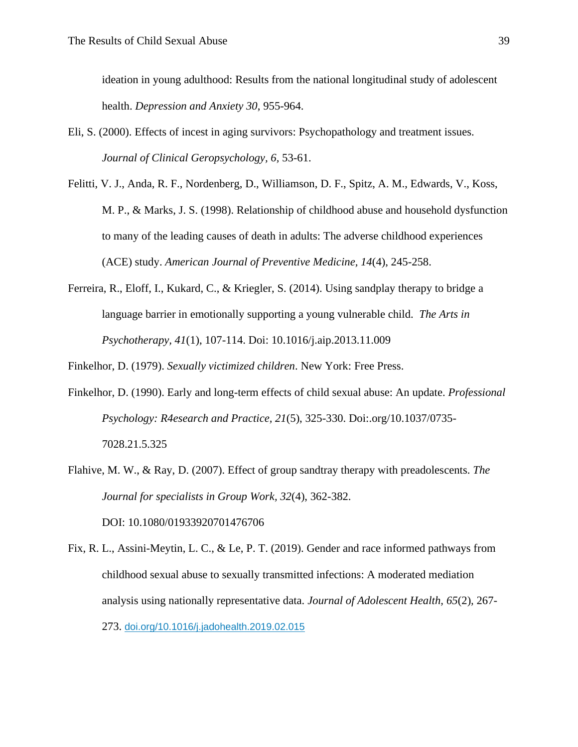ideation in young adulthood: Results from the national longitudinal study of adolescent health. *Depression and Anxiety 30*, 955-964.

Eli, S. (2000). Effects of incest in aging survivors: Psychopathology and treatment issues. *Journal of Clinical Geropsychology, 6,* 53-61.

Felitti, V. J., Anda, R. F., Nordenberg, D., Williamson, D. F., Spitz, A. M., Edwards, V., Koss, M. P., & Marks, J. S. (1998). Relationship of childhood abuse and household dysfunction to many of the leading causes of death in adults: The adverse childhood experiences (ACE) study. *American Journal of Preventive Medicine, 14*(4), 245-258.

Ferreira, R., Eloff, I., Kukard, C., & Kriegler, S. (2014). Using sandplay therapy to bridge a language barrier in emotionally supporting a young vulnerable child. *The Arts in Psychotherapy, 41*(1), 107-114. Doi: 10.1016/j.aip.2013.11.009

Finkelhor, D. (1979). *Sexually victimized children*. New York: Free Press.

Finkelhor, D. (1990). Early and long-term effects of child sexual abuse: An update. *Professional Psychology: R4esearch and Practice, 21*(5), 325-330. Doi:.org/10.1037/0735-7028.21.5.325

Flahive, M. W., & Ray, D. (2007). Effect of group sandtray therapy with preadolescents. *The Journal for specialists in Group Work, 32*(4), 362-382. DOI: 10.1080/01933920701476706

Fix, R. L., Assini-Meytin, L. C., & Le, P. T. (2019). Gender and race informed pathways from childhood sexual abuse to sexually transmitted infections: A moderated mediation analysis using nationally representative data. *Journal of Adolescent Health, 65*(2), 267-273. doi.org/10.1016/j.jadohealth.2019.02.015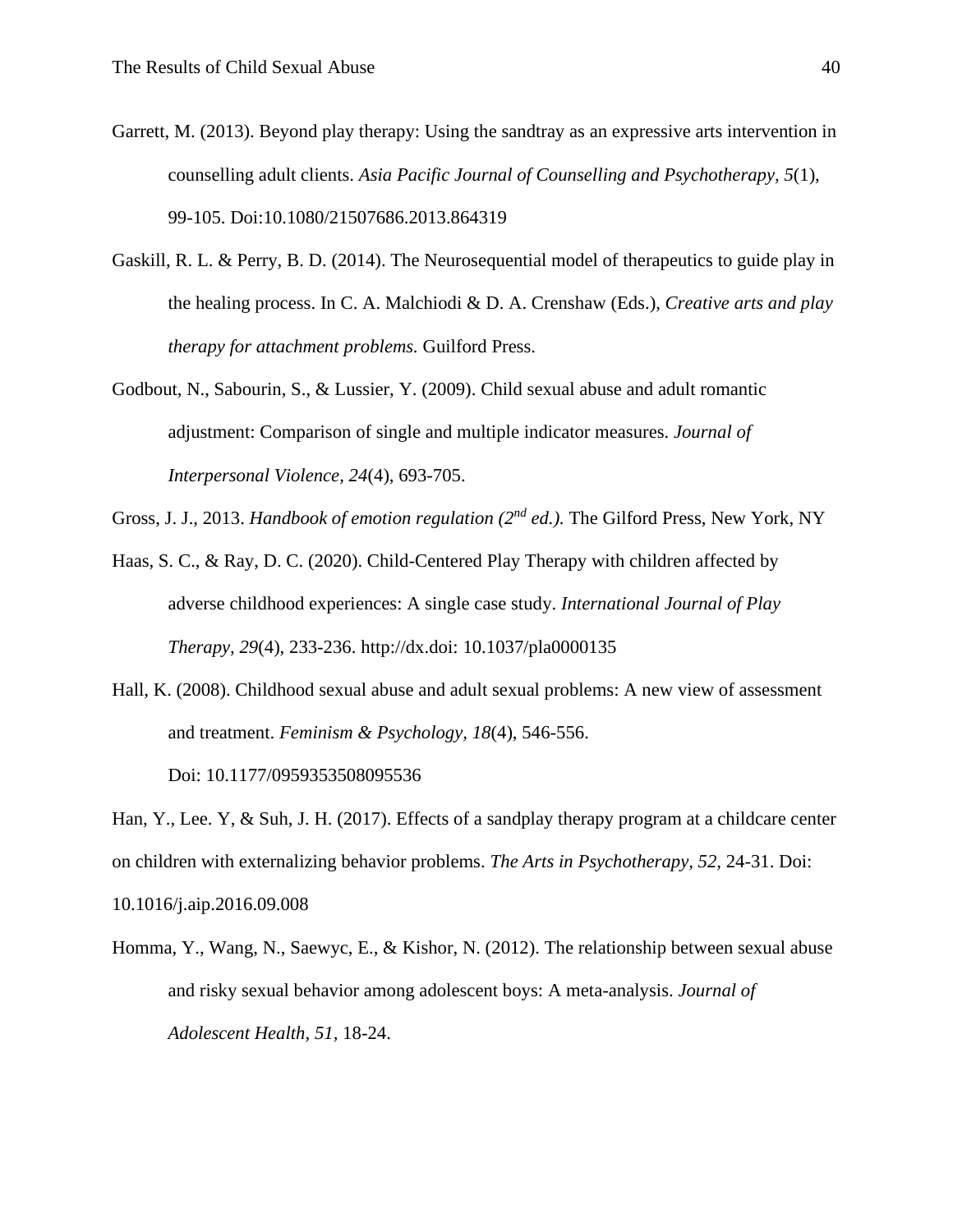Garrett, M. (2013). Beyond play therapy: Using the sandtray as an expressive arts intervention in counselling adult clients. *Asia Pacific Journal of Counselling and Psychotherapy, 5*(1), 99-105. Doi:10.1080/21507686.2013.864319

Gaskill, R. L. & Perry, B. D. (2014). The Neurosequential model of therapeutics to guide play in the healing process. In C. A. Malchiodi & D. A. Crenshaw (Eds.), *Creative arts and play therapy for attachment problems.* Guilford Press.

Godbout, N., Sabourin, S., & Lussier, Y. (2009). Child sexual abuse and adult romantic adjustment: Comparison of single and multiple indicator measures. *Journal of Interpersonal Violence, 24*(4), 693-705.

Gross, J. J., 2013. *Handbook of emotion regulation (2nd ed.).* The Gilford Press, New York, NY

Haas, S. C., & Ray, D. C. (2020). Child-Centered Play Therapy with children affected by adverse childhood experiences: A single case study. *International Journal of Play Therapy, 29*(4), 233-236. http://dx.doi: 10.1037/pla0000135

Hall, K. (2008). Childhood sexual abuse and adult sexual problems: A new view of assessment and treatment. *Feminism & Psychology, 18*(4), 546-556. Doi: 10.1177/0959353508095536

Han, Y., Lee. Y, & Suh, J. H. (2017). Effects of a sandplay therapy program at a childcare center on children with externalizing behavior problems. *The Arts in Psychotherapy, 52,* 24-31. Doi: 10.1016/j.aip.2016.09.008

Homma, Y., Wang, N., Saewyc, E., & Kishor, N. (2012). The relationship between sexual abuse and risky sexual behavior among adolescent boys: A meta-analysis. *Journal of Adolescent Health, 51,* 18-24.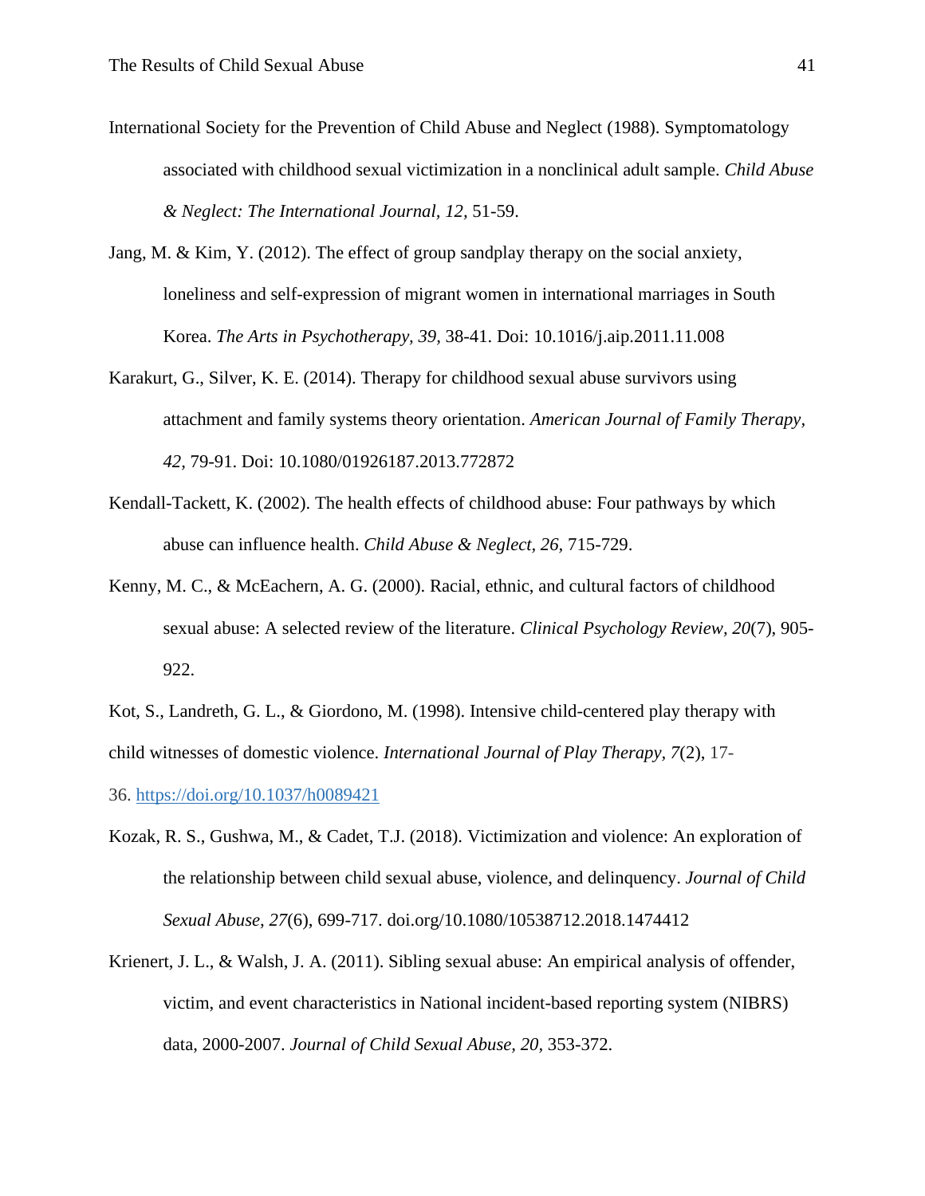International Society for the Prevention of Child Abuse and Neglect (1988). Symptomatology associated with childhood sexual victimization in a nonclinical adult sample. *Child Abuse & Neglect: The International Journal*, *12*, 51-59.

Jang, M. & Kim, Y. (2012). The effect of group sandplay therapy on the social anxiety, loneliness and self-expression of migrant women in international marriages in South Korea. *The Arts in Psychotherapy, 39,* 38-41. Doi: 10.1016/j.aip.2011.11.008

Karakurt, G., Silver, K. E. (2014). Therapy for childhood sexual abuse survivors using attachment and family systems theory orientation. *American Journal of Family Therapy, 42,* 79-91. Doi: 10.1080/01926187.2013.772872

Kendall-Tackett, K. (2002). The health effects of childhood abuse: Four pathways by which abuse can influence health. *Child Abuse & Neglect, 26,* 715-729.

Kenny, M. C., & McEachern, A. G. (2000). Racial, ethnic, and cultural factors of childhood sexual abuse: A selected review of the literature. *Clinical Psychology Review, 20*(7), 905-922.

Kot, S., Landreth, G. L., & Giordono, M. (1998). Intensive child-centered play therapy with child witnesses of domestic violence. *International Journal of Play Therapy, 7*(2), 17-36. https://doi.org/10.1037/h0089421

Kozak, R. S., Gushwa, M., & Cadet, T.J. (2018). Victimization and violence: An exploration of the relationship between child sexual abuse, violence, and delinquency. *Journal of Child Sexual Abuse, 27*(6), 699-717. doi.org/10.1080/10538712.2018.1474412

Krienert, J. L., & Walsh, J. A. (2011). Sibling sexual abuse: An empirical analysis of offender, victim, and event characteristics in National incident-based reporting system (NIBRS) data, 2000-2007. *Journal of Child Sexual Abuse, 20,* 353-372.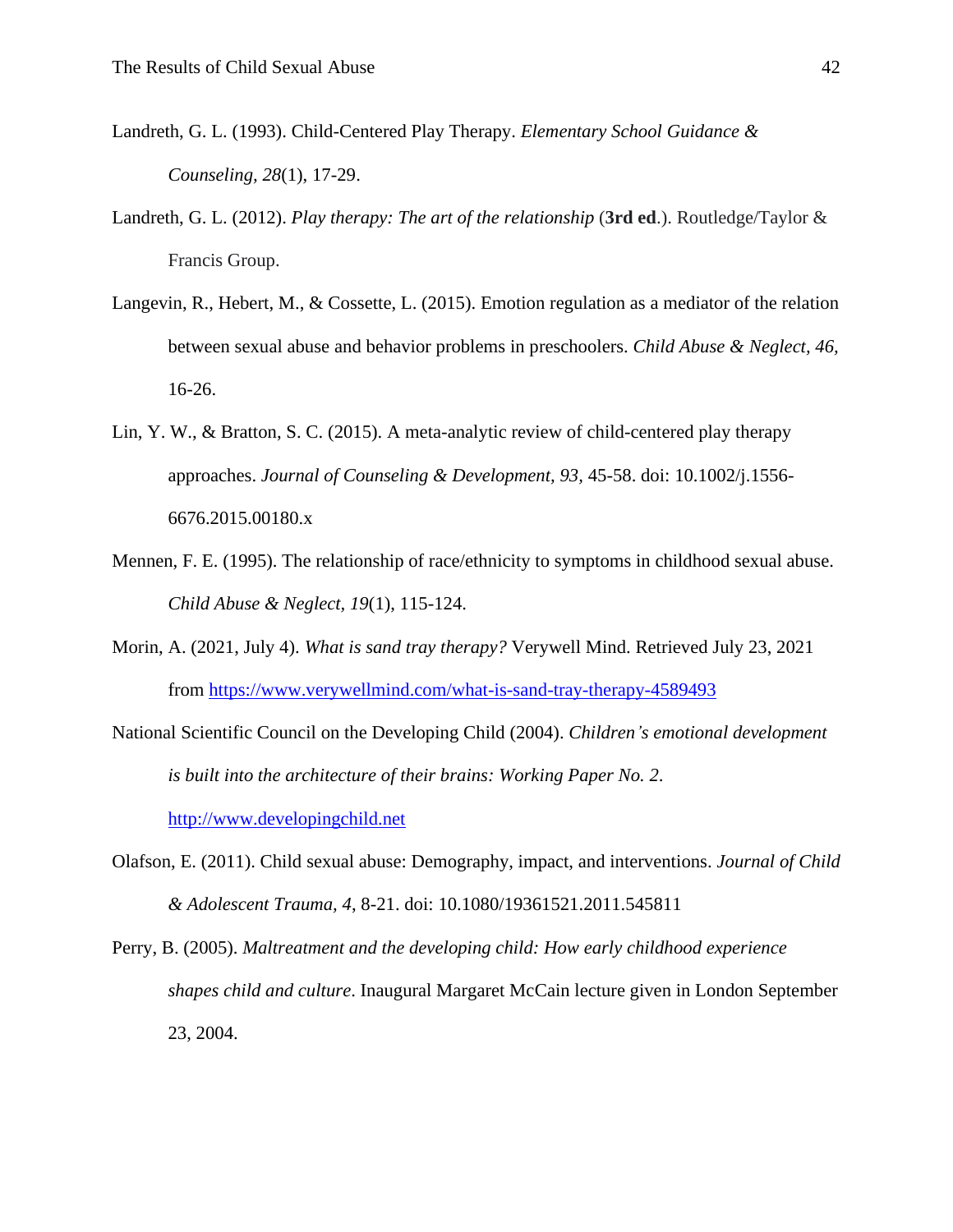Landreth, G. L. (1993). Child-Centered Play Therapy. *Elementary School Guidance & Counseling, 28*(1), 17-29.

Landreth, G. L. (2012). *Play therapy: The art of the relationship* (**3rd ed**.). Routledge/Taylor & Francis Group.

Langevin, R., Hebert, M., & Cossette, L. (2015). Emotion regulation as a mediator of the relation between sexual abuse and behavior problems in preschoolers. *Child Abuse & Neglect, 46,* 16-26.

Lin, Y. W., & Bratton, S. C. (2015). A meta-analytic review of child-centered play therapy approaches. *Journal of Counseling & Development, 93,* 45-58. doi: 10.1002/j.1556-6676.2015.00180.x

Mennen, F. E. (1995). The relationship of race/ethnicity to symptoms in childhood sexual abuse. *Child Abuse & Neglect, 19*(1), 115-124.

Morin, A. (2021, July 4). *What is sand tray therapy?* Verywell Mind. Retrieved July 23, 2021 from https://www.verywellmind.com/what-is-sand-tray-therapy-4589493

National Scientific Council on the Developing Child (2004). *Children's emotional development is built into the architecture of their brains: Working Paper No. 2*. http://www.developingchild.net

Olafson, E. (2011). Child sexual abuse: Demography, impact, and interventions. *Journal of Child & Adolescent Trauma, 4*, 8-21. doi: 10.1080/19361521.2011.545811

Perry, B. (2005). *Maltreatment and the developing child: How early childhood experience shapes child and culture*. Inaugural Margaret McCain lecture given in London September 23, 2004.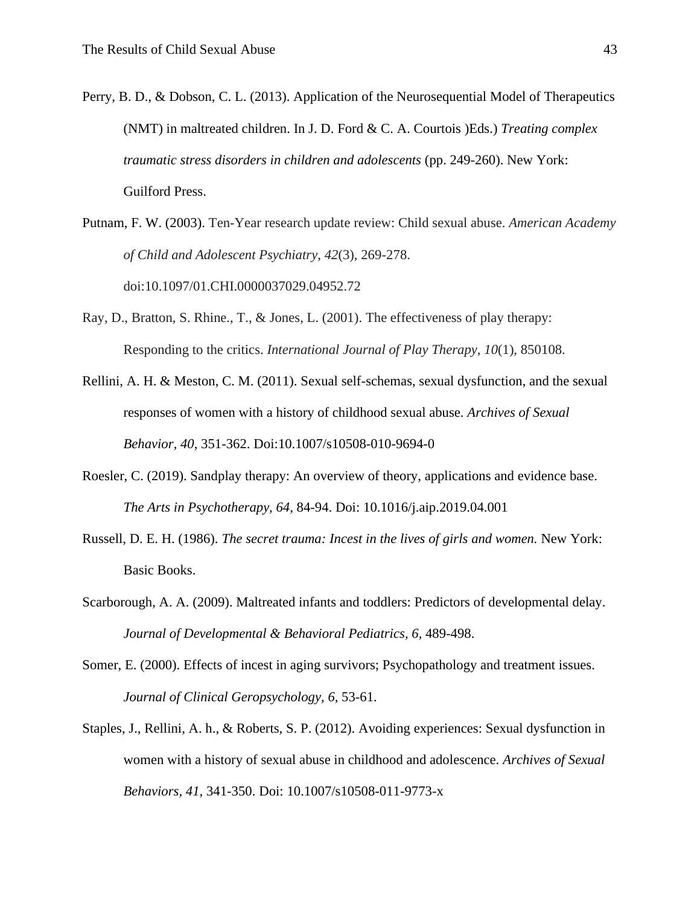Perry, B. D., & Dobson, C. L. (2013). Application of the Neurosequential Model of Therapeutics (NMT) in maltreated children. In J. D. Ford & C. A. Courtois )Eds.) *Treating complex traumatic stress disorders in children and adolescents* (pp. 249-260). New York: Guilford Press.

Putnam, F. W. (2003). Ten-Year research update review: Child sexual abuse. *American Academy of Child and Adolescent Psychiatry, 42*(3), 269-278. doi:10.1097/01.CHI.0000037029.04952.72

Ray, D., Bratton, S. Rhine., T., & Jones, L. (2001). The effectiveness of play therapy: Responding to the critics. *International Journal of Play Therapy, 10*(1), 850108.

Rellini, A. H. & Meston, C. M. (2011). Sexual self-schemas, sexual dysfunction, and the sexual responses of women with a history of childhood sexual abuse. *Archives of Sexual Behavior, 40*, 351-362. Doi:10.1007/s10508-010-9694-0

Roesler, C. (2019). Sandplay therapy: An overview of theory, applications and evidence base. *The Arts in Psychotherapy, 64*, 84-94. Doi: 10.1016/j.aip.2019.04.001

Russell, D. E. H. (1986). *The secret trauma: Incest in the lives of girls and women.* New York: Basic Books.

Scarborough, A. A. (2009). Maltreated infants and toddlers: Predictors of developmental delay. *Journal of Developmental & Behavioral Pediatrics, 6*, 489-498.

Somer, E. (2000). Effects of incest in aging survivors; Psychopathology and treatment issues. *Journal of Clinical Geropsychology, 6*, 53-61.

Staples, J., Rellini, A. h., & Roberts, S. P. (2012). Avoiding experiences: Sexual dysfunction in women with a history of sexual abuse in childhood and adolescence. *Archives of Sexual Behaviors, 41*, 341-350. Doi: 10.1007/s10508-011-9773-x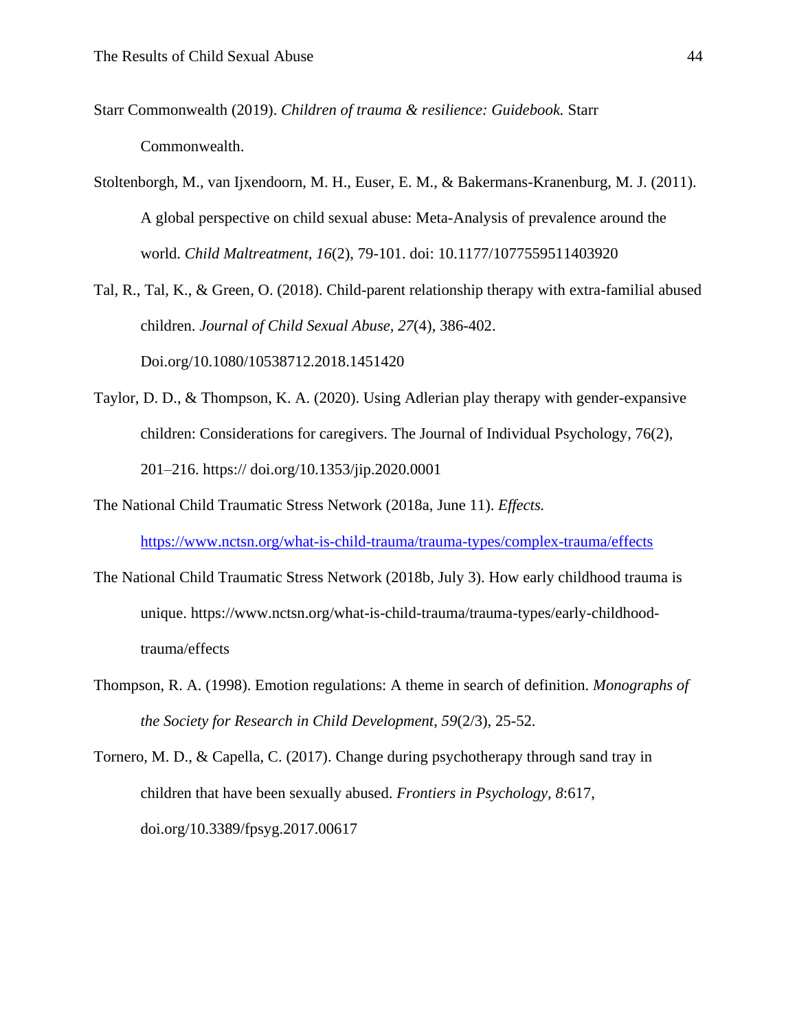Starr Commonwealth (2019). *Children of trauma & resilience: Guidebook.* Starr Commonwealth.

Stoltenborgh, M., van Ijxendoorn, M. H., Euser, E. M., & Bakermans-Kranenburg, M. J. (2011). A global perspective on child sexual abuse: Meta-Analysis of prevalence around the world. *Child Maltreatment, 16*(2), 79-101. doi: 10.1177/1077559511403920

Tal, R., Tal, K., & Green, O. (2018). Child-parent relationship therapy with extra-familial abused children. *Journal of Child Sexual Abuse, 27*(4), 386-402. Doi.org/10.1080/10538712.2018.1451420

Taylor, D. D., & Thompson, K. A. (2020). Using Adlerian play therapy with gender-expansive children: Considerations for caregivers. The Journal of Individual Psychology, 76(2), 201–216. https:// doi.org/10.1353/jip.2020.0001

The National Child Traumatic Stress Network (2018a, June 11). *Effects.* https://www.nctsn.org/what-is-child-trauma/trauma-types/complex-trauma/effects

The National Child Traumatic Stress Network (2018b, July 3). How early childhood trauma is unique. https://www.nctsn.org/what-is-child-trauma/trauma-types/early-childhood-trauma/effects

Thompson, R. A. (1998). Emotion regulations: A theme in search of definition. *Monographs of the Society for Research in Child Development*, *59*(2/3), 25-52.

Tornero, M. D., & Capella, C. (2017). Change during psychotherapy through sand tray in children that have been sexually abused. *Frontiers in Psychology*, *8*:617, doi.org/10.3389/fpsyg.2017.00617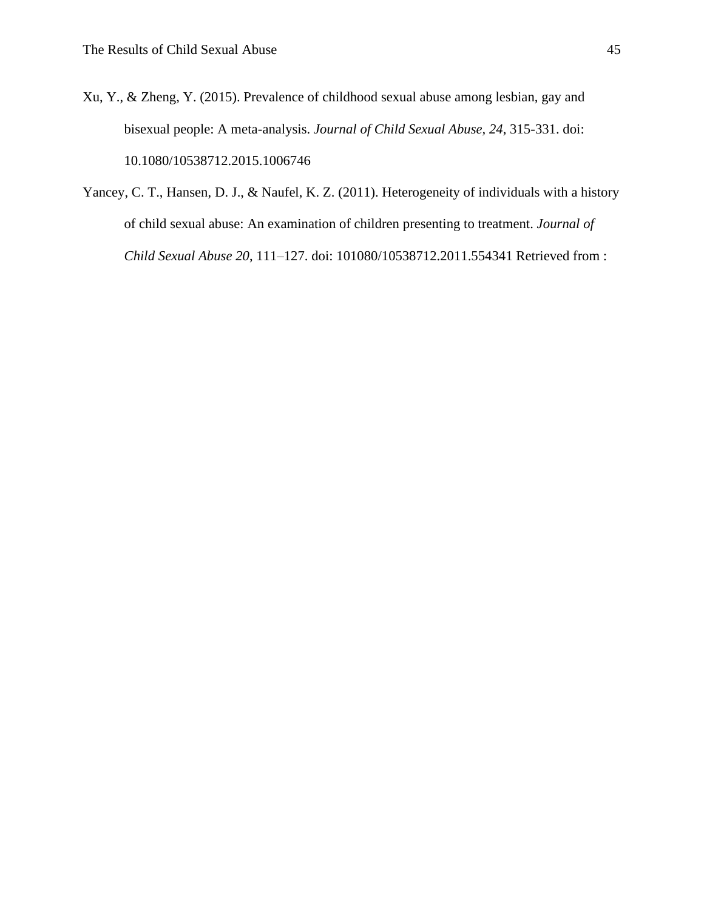Xu, Y., & Zheng, Y. (2015). Prevalence of childhood sexual abuse among lesbian, gay and bisexual people: A meta-analysis. *Journal of Child Sexual Abuse, 24*, 315-331. doi: 10.1080/10538712.2015.1006746

Yancey, C. T., Hansen, D. J., & Naufel, K. Z. (2011). Heterogeneity of individuals with a history of child sexual abuse: An examination of children presenting to treatment. *Journal of Child Sexual Abuse 20*, 111–127. doi: 101080/10538712.2011.554341 Retrieved from :